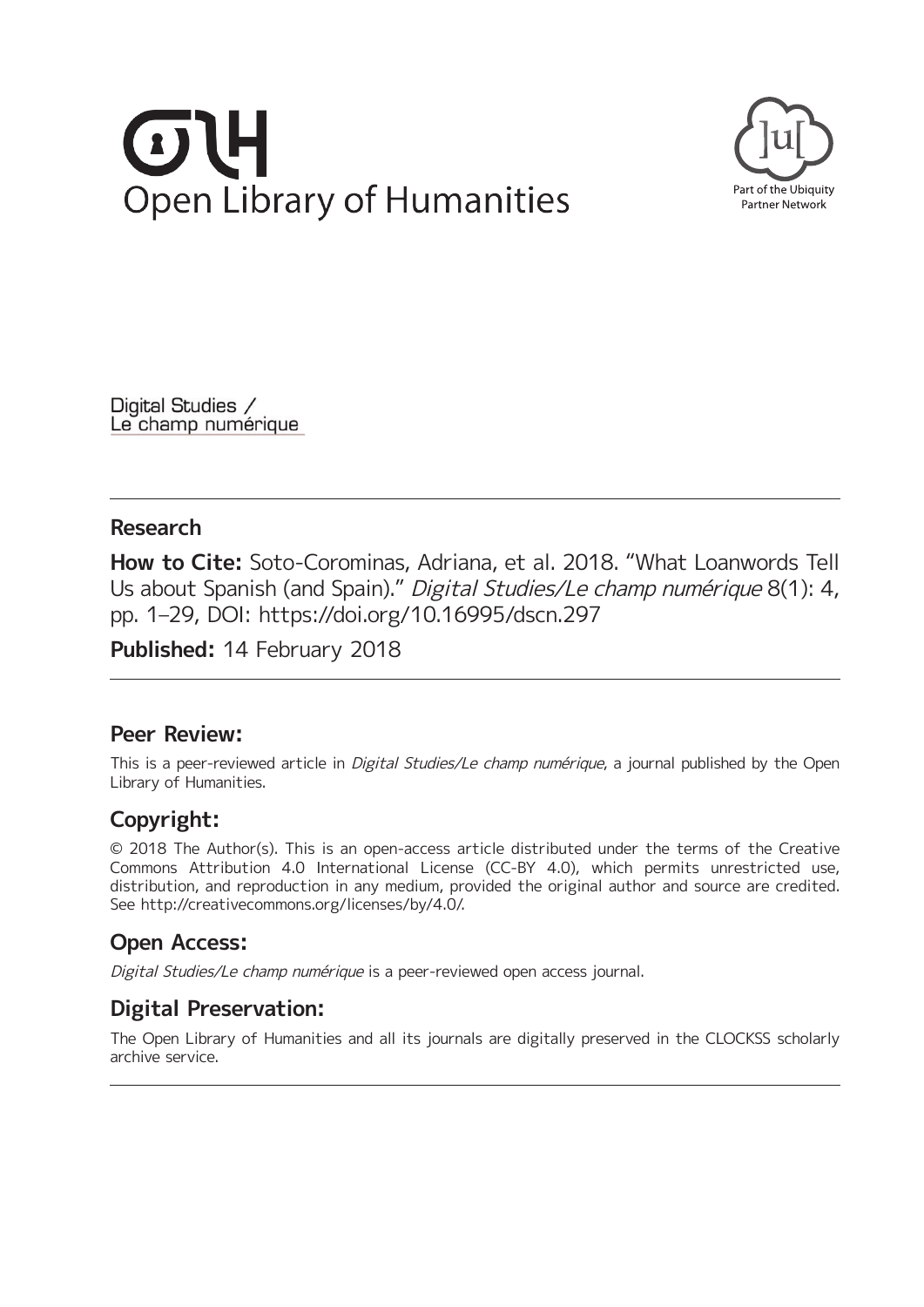Open Library of Humanities

Part of the Ubiquity Partner Network

Digital Studies / Le champ numérique

## Research

**How to Cite:** Soto-Corominas, Adriana, et al. 2018. "What Loanwords Tell Us about Spanish (and Spain)." *Digital Studies/Le champ numérique* 8(1): 4, pp. 1–29, DOI: https://doi.org/10.16995/dscn.297

**Published:** 14 February 2018

## Peer Review:

This is a peer-reviewed article in *Digital Studies/Le champ numérique*, a journal published by the Open Library of Humanities.

## Copyright:

© 2018 The Author(s). This is an open-access article distributed under the terms of the Creative Commons Attribution 4.0 International License (CC-BY 4.0), which permits unrestricted use, distribution, and reproduction in any medium, provided the original author and source are credited. See http://creativecommons.org/licenses/by/4.0/.

## Open Access:

*Digital Studies/Le champ numérique* is a peer-reviewed open access journal.

## Digital Preservation:

The Open Library of Humanities and all its journals are digitally preserved in the CLOCKSS scholarly archive service.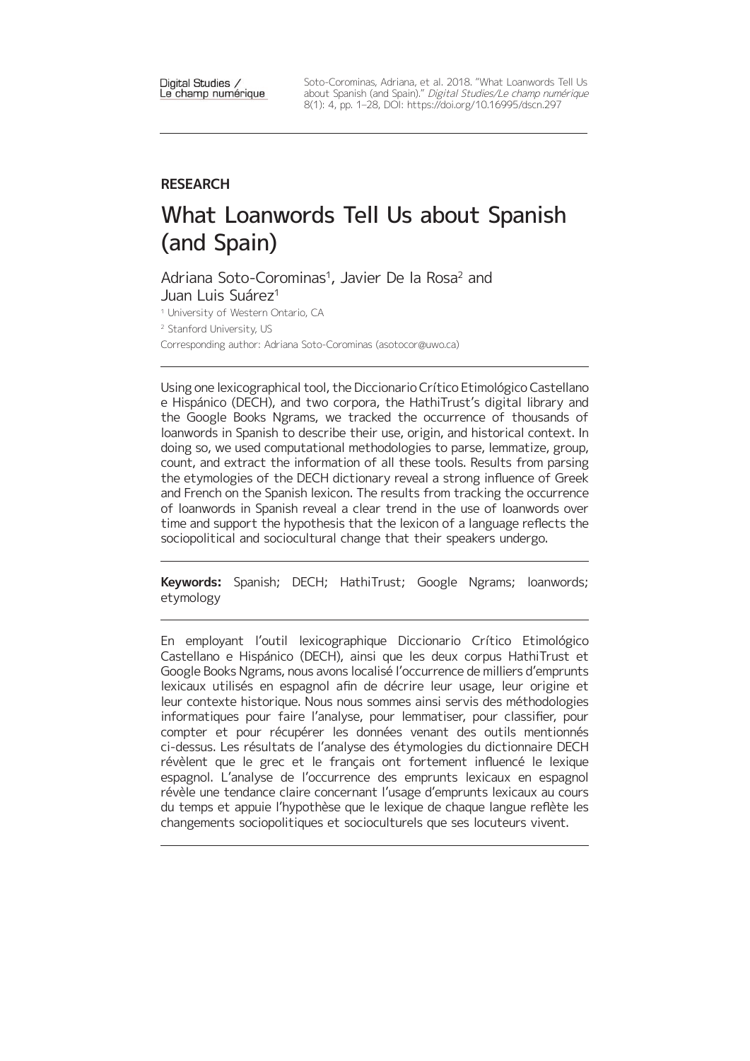Digital Studies / Le champ numérique

Soto-Corominas, Adriana, et al. 2018. "What Loanwords Tell Us about Spanish (and Spain)." *Digital Studies/Le champ numérique* 8(1): 4, pp. 1–28, DOI: https://doi.org/10.16995/dscn.297

**RESEARCH**

# What Loanwords Tell Us about Spanish (and Spain)

Adriana Soto-Corominas[1], Javier De la Rosa[2] and Juan Luis Suárez[1]

[1] University of Western Ontario, CA

[2] Stanford University, US

Corresponding author: Adriana Soto-Corominas (asotocor@uwo.ca)

Using one lexicographical tool, the Diccionario Crítico Etimológico Castellano e Hispánico (DECH), and two corpora, the HathiTrust's digital library and the Google Books Ngrams, we tracked the occurrence of thousands of loanwords in Spanish to describe their use, origin, and historical context. In doing so, we used computational methodologies to parse, lemmatize, group, count, and extract the information of all these tools. Results from parsing the etymologies of the DECH dictionary reveal a strong influence of Greek and French on the Spanish lexicon. The results from tracking the occurrence of loanwords in Spanish reveal a clear trend in the use of loanwords over time and support the hypothesis that the lexicon of a language reflects the sociopolitical and sociocultural change that their speakers undergo.

**Keywords:** Spanish; DECH; HathiTrust; Google Ngrams; loanwords; etymology

En employant l'outil lexicographique Diccionario Crítico Etimológico Castellano e Hispánico (DECH), ainsi que les deux corpus HathiTrust et Google Books Ngrams, nous avons localisé l'occurrence de milliers d'emprunts lexicaux utilisés en espagnol afin de décrire leur usage, leur origine et leur contexte historique. Nous nous sommes ainsi servis des méthodologies informatiques pour faire l'analyse, pour lemmatiser, pour classifier, pour compter et pour récupérer les données venant des outils mentionnés ci-dessus. Les résultats de l'analyse des étymologies du dictionnaire DECH révèlent que le grec et le français ont fortement influencé le lexique espagnol. L'analyse de l'occurrence des emprunts lexicaux en espagnol révèle une tendance claire concernant l'usage d'emprunts lexicaux au cours du temps et appuie l'hypothèse que le lexique de chaque langue reflète les changements sociopolitiques et socioculturels que ses locuteurs vivent.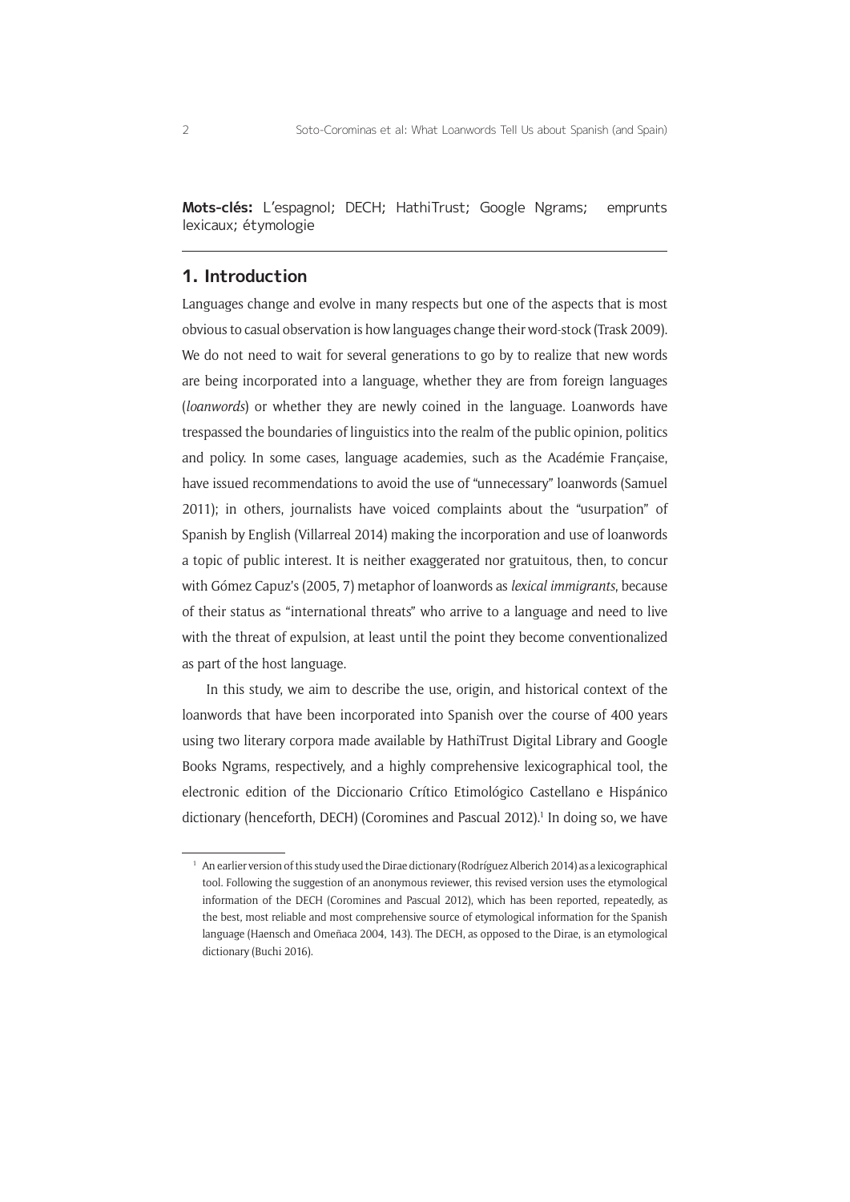**Mots-clés:** L'espagnol; DECH; HathiTrust; Google Ngrams; emprunts lexicaux; étymologie

## 1. Introduction

Languages change and evolve in many respects but one of the aspects that is most obvious to casual observation is how languages change their word-stock (Trask 2009). We do not need to wait for several generations to go by to realize that new words are being incorporated into a language, whether they are from foreign languages (*loanwords*) or whether they are newly coined in the language. Loanwords have trespassed the boundaries of linguistics into the realm of the public opinion, politics and policy. In some cases, language academies, such as the Académie Française, have issued recommendations to avoid the use of "unnecessary" loanwords (Samuel 2011); in others, journalists have voiced complaints about the "usurpation" of Spanish by English (Villarreal 2014) making the incorporation and use of loanwords a topic of public interest. It is neither exaggerated nor gratuitous, then, to concur with Gómez Capuz's (2005, 7) metaphor of loanwords as *lexical immigrants*, because of their status as "international threats" who arrive to a language and need to live with the threat of expulsion, at least until the point they become conventionalized as part of the host language.

In this study, we aim to describe the use, origin, and historical context of the loanwords that have been incorporated into Spanish over the course of 400 years using two literary corpora made available by HathiTrust Digital Library and Google Books Ngrams, respectively, and a highly comprehensive lexicographical tool, the electronic edition of the Diccionario Crítico Etimológico Castellano e Hispánico dictionary (henceforth, DECH) (Coromines and Pascual 2012).[1] In doing so, we have

[1] An earlier version of this study used the Dirae dictionary (Rodríguez Alberich 2014) as a lexicographical tool. Following the suggestion of an anonymous reviewer, this revised version uses the etymological information of the DECH (Coromines and Pascual 2012), which has been reported, repeatedly, as the best, most reliable and most comprehensive source of etymological information for the Spanish language (Haensch and Omeñaca 2004, 143). The DECH, as opposed to the Dirae, is an etymological dictionary (Buchi 2016).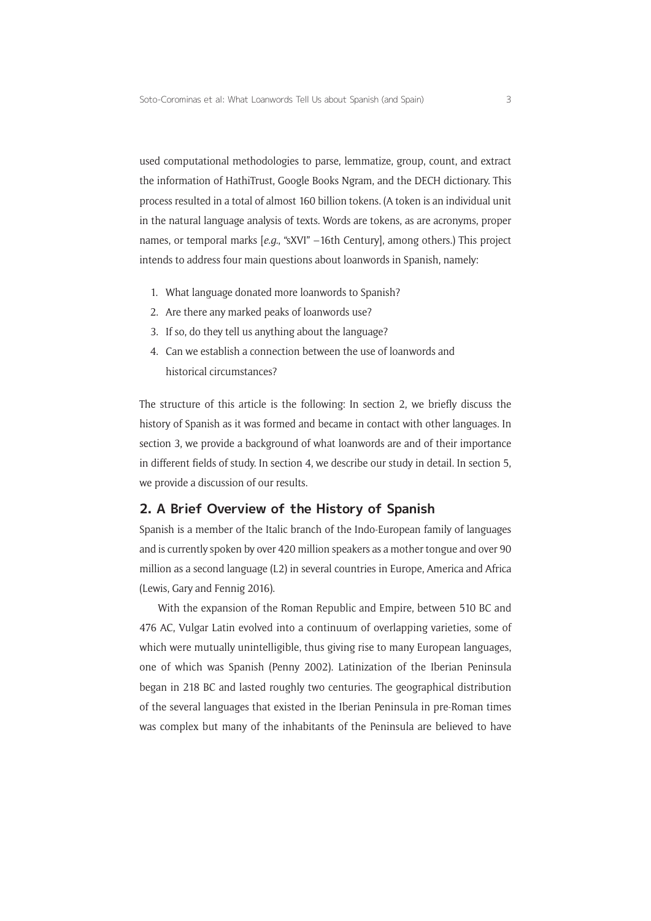used computational methodologies to parse, lemmatize, group, count, and extract the information of HathiTrust, Google Books Ngram, and the DECH dictionary. This process resulted in a total of almost 160 billion tokens. (A token is an individual unit in the natural language analysis of texts. Words are tokens, as are acronyms, proper names, or temporal marks [*e.g.*, "sXVI" –16th Century], among others.) This project intends to address four main questions about loanwords in Spanish, namely:

1. What language donated more loanwords to Spanish?
2. Are there any marked peaks of loanwords use?
3. If so, do they tell us anything about the language?
4. Can we establish a connection between the use of loanwords and historical circumstances?

The structure of this article is the following: In section 2, we briefly discuss the history of Spanish as it was formed and became in contact with other languages. In section 3, we provide a background of what loanwords are and of their importance in different fields of study. In section 4, we describe our study in detail. In section 5, we provide a discussion of our results.

## 2. A Brief Overview of the History of Spanish

Spanish is a member of the Italic branch of the Indo-European family of languages and is currently spoken by over 420 million speakers as a mother tongue and over 90 million as a second language (L2) in several countries in Europe, America and Africa (Lewis, Gary and Fennig 2016).

With the expansion of the Roman Republic and Empire, between 510 BC and 476 AC, Vulgar Latin evolved into a continuum of overlapping varieties, some of which were mutually unintelligible, thus giving rise to many European languages, one of which was Spanish (Penny 2002). Latinization of the Iberian Peninsula began in 218 BC and lasted roughly two centuries. The geographical distribution of the several languages that existed in the Iberian Peninsula in pre-Roman times was complex but many of the inhabitants of the Peninsula are believed to have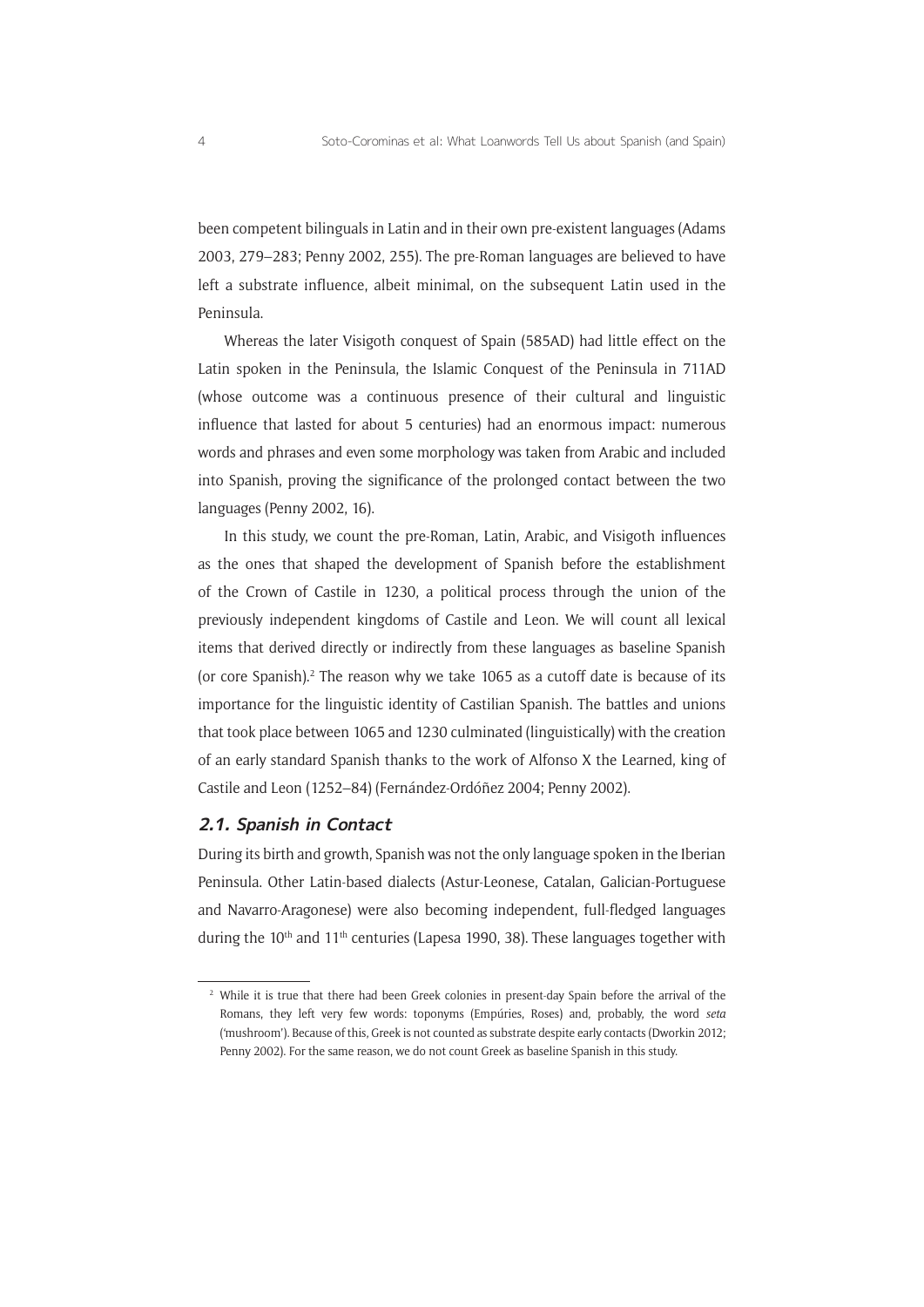been competent bilinguals in Latin and in their own pre-existent languages (Adams 2003, 279–283; Penny 2002, 255). The pre-Roman languages are believed to have left a substrate influence, albeit minimal, on the subsequent Latin used in the Peninsula.

Whereas the later Visigoth conquest of Spain (585AD) had little effect on the Latin spoken in the Peninsula, the Islamic Conquest of the Peninsula in 711AD (whose outcome was a continuous presence of their cultural and linguistic influence that lasted for about 5 centuries) had an enormous impact: numerous words and phrases and even some morphology was taken from Arabic and included into Spanish, proving the significance of the prolonged contact between the two languages (Penny 2002, 16).

In this study, we count the pre-Roman, Latin, Arabic, and Visigoth influences as the ones that shaped the development of Spanish before the establishment of the Crown of Castile in 1230, a political process through the union of the previously independent kingdoms of Castile and Leon. We will count all lexical items that derived directly or indirectly from these languages as baseline Spanish (or core Spanish).[2] The reason why we take 1065 as a cutoff date is because of its importance for the linguistic identity of Castilian Spanish. The battles and unions that took place between 1065 and 1230 culminated (linguistically) with the creation of an early standard Spanish thanks to the work of Alfonso X the Learned, king of Castile and Leon (1252–84) (Fernández-Ordóñez 2004; Penny 2002).

### 2.1. Spanish in Contact

During its birth and growth, Spanish was not the only language spoken in the Iberian Peninsula. Other Latin-based dialects (Astur-Leonese, Catalan, Galician-Portuguese and Navarro-Aragonese) were also becoming independent, full-fledged languages during the 10th and 11th centuries (Lapesa 1990, 38). These languages together with

[2] While it is true that there had been Greek colonies in present-day Spain before the arrival of the Romans, they left very few words: toponyms (Empúries, Roses) and, probably, the word *seta* ('mushroom'). Because of this, Greek is not counted as substrate despite early contacts (Dworkin 2012; Penny 2002). For the same reason, we do not count Greek as baseline Spanish in this study.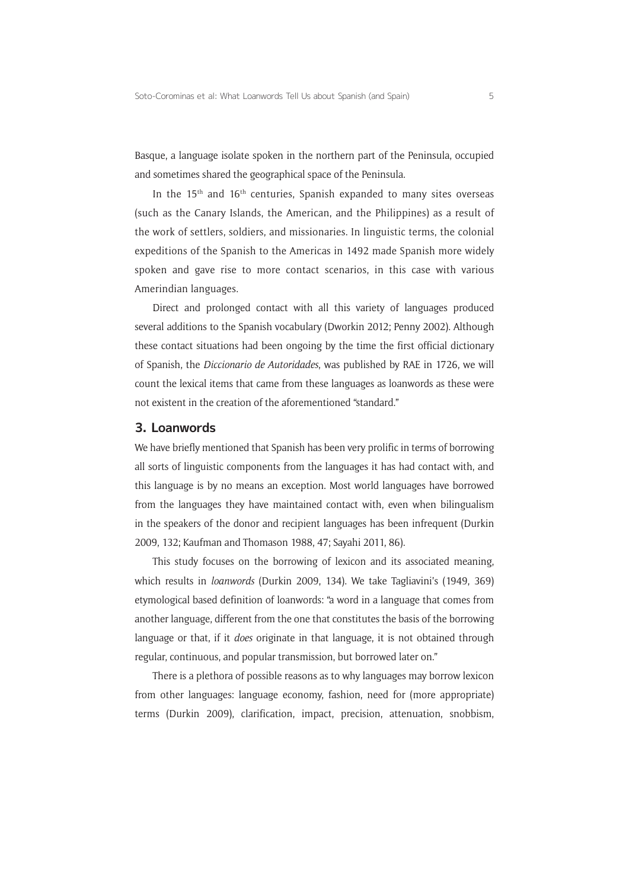Basque, a language isolate spoken in the northern part of the Peninsula, occupied and sometimes shared the geographical space of the Peninsula.

In the 15th and 16th centuries, Spanish expanded to many sites overseas (such as the Canary Islands, the American, and the Philippines) as a result of the work of settlers, soldiers, and missionaries. In linguistic terms, the colonial expeditions of the Spanish to the Americas in 1492 made Spanish more widely spoken and gave rise to more contact scenarios, in this case with various Amerindian languages.

Direct and prolonged contact with all this variety of languages produced several additions to the Spanish vocabulary (Dworkin 2012; Penny 2002). Although these contact situations had been ongoing by the time the first official dictionary of Spanish, the *Diccionario de Autoridades*, was published by RAE in 1726, we will count the lexical items that came from these languages as loanwords as these were not existent in the creation of the aforementioned "standard."

## 3. Loanwords

We have briefly mentioned that Spanish has been very prolific in terms of borrowing all sorts of linguistic components from the languages it has had contact with, and this language is by no means an exception. Most world languages have borrowed from the languages they have maintained contact with, even when bilingualism in the speakers of the donor and recipient languages has been infrequent (Durkin 2009, 132; Kaufman and Thomason 1988, 47; Sayahi 2011, 86).

This study focuses on the borrowing of lexicon and its associated meaning, which results in *loanwords* (Durkin 2009, 134). We take Tagliavini's (1949, 369) etymological based definition of loanwords: "a word in a language that comes from another language, different from the one that constitutes the basis of the borrowing language or that, if it *does* originate in that language, it is not obtained through regular, continuous, and popular transmission, but borrowed later on."

There is a plethora of possible reasons as to why languages may borrow lexicon from other languages: language economy, fashion, need for (more appropriate) terms (Durkin 2009), clarification, impact, precision, attenuation, snobbism,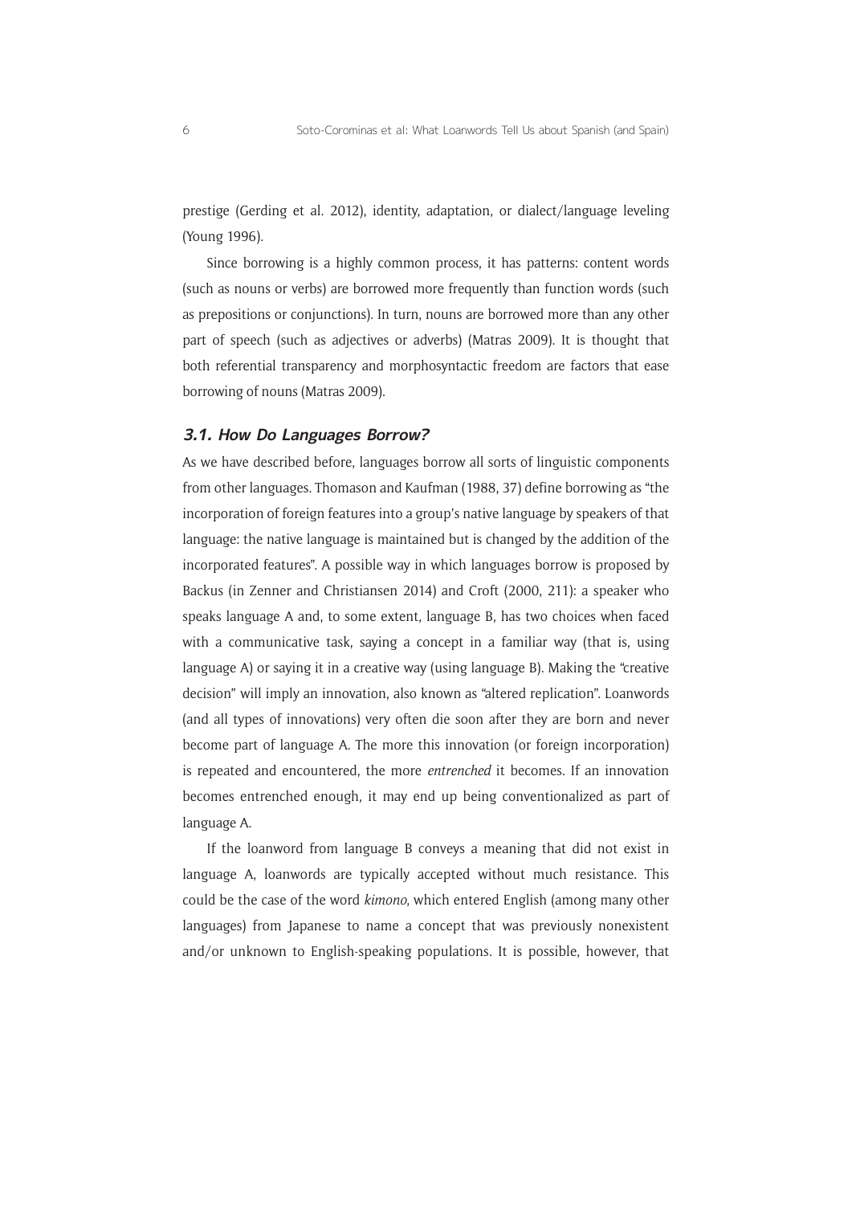prestige (Gerding et al. 2012), identity, adaptation, or dialect/language leveling (Young 1996).

Since borrowing is a highly common process, it has patterns: content words (such as nouns or verbs) are borrowed more frequently than function words (such as prepositions or conjunctions). In turn, nouns are borrowed more than any other part of speech (such as adjectives or adverbs) (Matras 2009). It is thought that both referential transparency and morphosyntactic freedom are factors that ease borrowing of nouns (Matras 2009).

### *3.1. How Do Languages Borrow?*

As we have described before, languages borrow all sorts of linguistic components from other languages. Thomason and Kaufman (1988, 37) define borrowing as "the incorporation of foreign features into a group's native language by speakers of that language: the native language is maintained but is changed by the addition of the incorporated features". A possible way in which languages borrow is proposed by Backus (in Zenner and Christiansen 2014) and Croft (2000, 211): a speaker who speaks language A and, to some extent, language B, has two choices when faced with a communicative task, saying a concept in a familiar way (that is, using language A) or saying it in a creative way (using language B). Making the "creative decision" will imply an innovation, also known as "altered replication". Loanwords (and all types of innovations) very often die soon after they are born and never become part of language A. The more this innovation (or foreign incorporation) is repeated and encountered, the more *entrenched* it becomes. If an innovation becomes entrenched enough, it may end up being conventionalized as part of language A.

If the loanword from language B conveys a meaning that did not exist in language A, loanwords are typically accepted without much resistance. This could be the case of the word *kimono*, which entered English (among many other languages) from Japanese to name a concept that was previously nonexistent and/or unknown to English-speaking populations. It is possible, however, that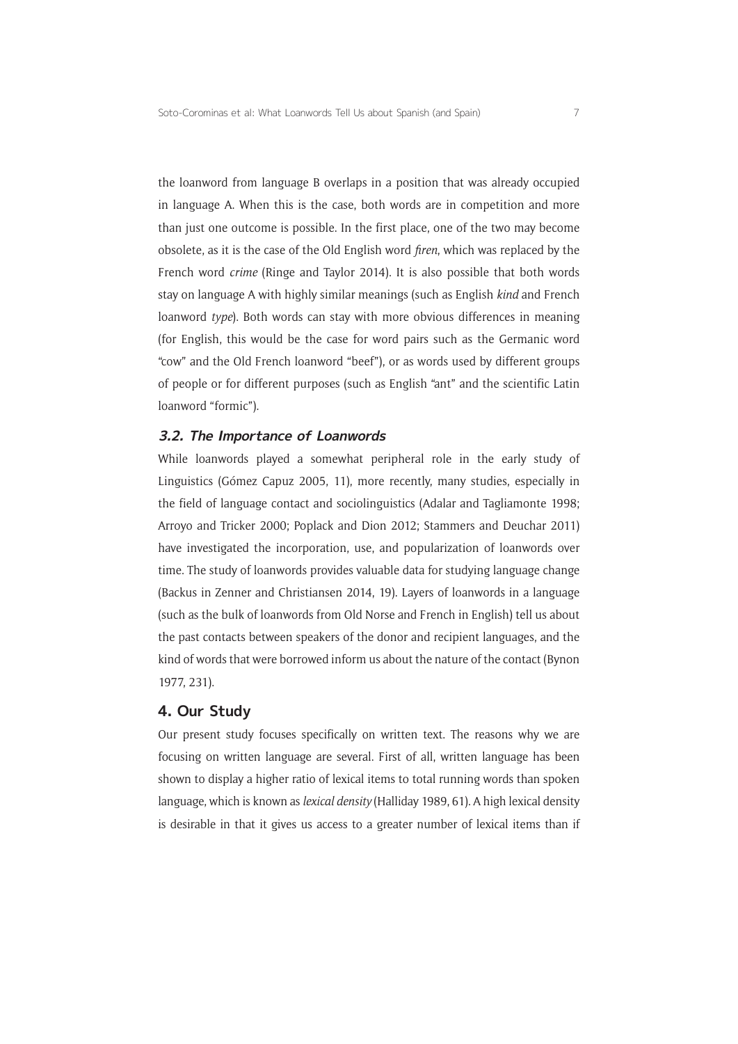the loanword from language B overlaps in a position that was already occupied in language A. When this is the case, both words are in competition and more than just one outcome is possible. In the first place, one of the two may become obsolete, as it is the case of the Old English word *firen*, which was replaced by the French word *crime* (Ringe and Taylor 2014). It is also possible that both words stay on language A with highly similar meanings (such as English *kind* and French loanword *type*). Both words can stay with more obvious differences in meaning (for English, this would be the case for word pairs such as the Germanic word "cow" and the Old French loanword "beef"), or as words used by different groups of people or for different purposes (such as English "ant" and the scientific Latin loanword "formic").

### 3.2. The Importance of Loanwords

While loanwords played a somewhat peripheral role in the early study of Linguistics (Gómez Capuz 2005, 11), more recently, many studies, especially in the field of language contact and sociolinguistics (Adalar and Tagliamonte 1998; Arroyo and Tricker 2000; Poplack and Dion 2012; Stammers and Deuchar 2011) have investigated the incorporation, use, and popularization of loanwords over time. The study of loanwords provides valuable data for studying language change (Backus in Zenner and Christiansen 2014, 19). Layers of loanwords in a language (such as the bulk of loanwords from Old Norse and French in English) tell us about the past contacts between speakers of the donor and recipient languages, and the kind of words that were borrowed inform us about the nature of the contact (Bynon 1977, 231).

## 4. Our Study

Our present study focuses specifically on written text. The reasons why we are focusing on written language are several. First of all, written language has been shown to display a higher ratio of lexical items to total running words than spoken language, which is known as *lexical density* (Halliday 1989, 61). A high lexical density is desirable in that it gives us access to a greater number of lexical items than if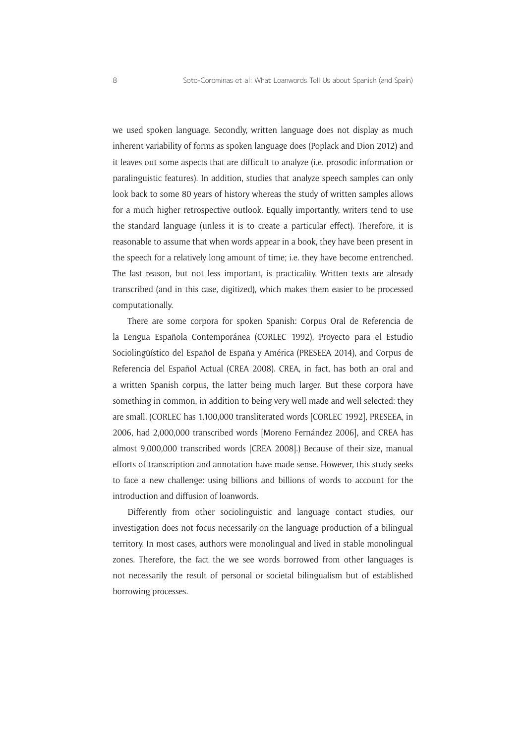we used spoken language. Secondly, written language does not display as much inherent variability of forms as spoken language does (Poplack and Dion 2012) and it leaves out some aspects that are difficult to analyze (i.e. prosodic information or paralinguistic features). In addition, studies that analyze speech samples can only look back to some 80 years of history whereas the study of written samples allows for a much higher retrospective outlook. Equally importantly, writers tend to use the standard language (unless it is to create a particular effect). Therefore, it is reasonable to assume that when words appear in a book, they have been present in the speech for a relatively long amount of time; i.e. they have become entrenched. The last reason, but not less important, is practicality. Written texts are already transcribed (and in this case, digitized), which makes them easier to be processed computationally.

There are some corpora for spoken Spanish: Corpus Oral de Referencia de la Lengua Española Contemporánea (CORLEC 1992), Proyecto para el Estudio Sociolingüístico del Español de España y América (PRESEEA 2014), and Corpus de Referencia del Español Actual (CREA 2008). CREA, in fact, has both an oral and a written Spanish corpus, the latter being much larger. But these corpora have something in common, in addition to being very well made and well selected: they are small. (CORLEC has 1,100,000 transliterated words [CORLEC 1992], PRESEEA, in 2006, had 2,000,000 transcribed words [Moreno Fernández 2006], and CREA has almost 9,000,000 transcribed words [CREA 2008].) Because of their size, manual efforts of transcription and annotation have made sense. However, this study seeks to face a new challenge: using billions and billions of words to account for the introduction and diffusion of loanwords.

Differently from other sociolinguistic and language contact studies, our investigation does not focus necessarily on the language production of a bilingual territory. In most cases, authors were monolingual and lived in stable monolingual zones. Therefore, the fact the we see words borrowed from other languages is not necessarily the result of personal or societal bilingualism but of established borrowing processes.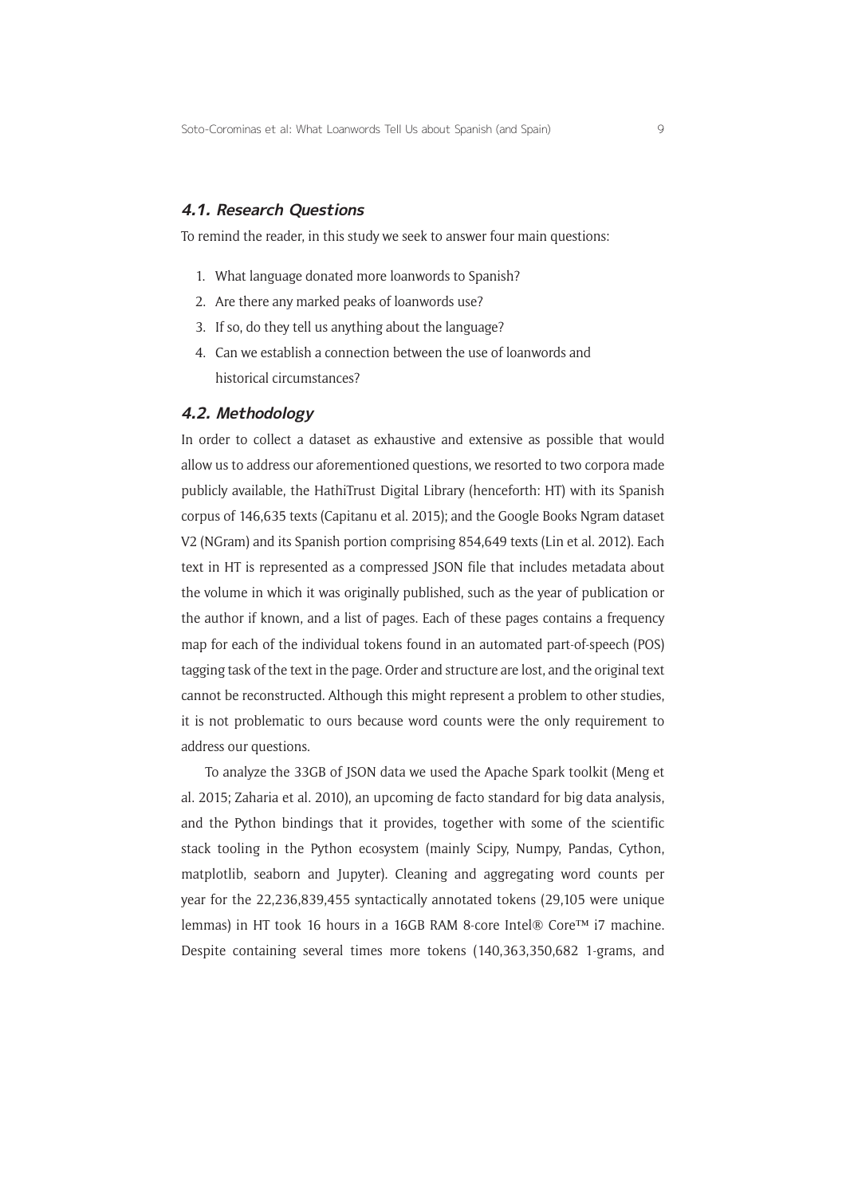### 4.1. Research Questions

To remind the reader, in this study we seek to answer four main questions:

1. What language donated more loanwords to Spanish?
2. Are there any marked peaks of loanwords use?
3. If so, do they tell us anything about the language?
4. Can we establish a connection between the use of loanwords and historical circumstances?

### 4.2. Methodology

In order to collect a dataset as exhaustive and extensive as possible that would allow us to address our aforementioned questions, we resorted to two corpora made publicly available, the HathiTrust Digital Library (henceforth: HT) with its Spanish corpus of 146,635 texts (Capitanu et al. 2015); and the Google Books Ngram dataset V2 (NGram) and its Spanish portion comprising 854,649 texts (Lin et al. 2012). Each text in HT is represented as a compressed JSON file that includes metadata about the volume in which it was originally published, such as the year of publication or the author if known, and a list of pages. Each of these pages contains a frequency map for each of the individual tokens found in an automated part-of-speech (POS) tagging task of the text in the page. Order and structure are lost, and the original text cannot be reconstructed. Although this might represent a problem to other studies, it is not problematic to ours because word counts were the only requirement to address our questions.

To analyze the 33GB of JSON data we used the Apache Spark toolkit (Meng et al. 2015; Zaharia et al. 2010), an upcoming de facto standard for big data analysis, and the Python bindings that it provides, together with some of the scientific stack tooling in the Python ecosystem (mainly Scipy, Numpy, Pandas, Cython, matplotlib, seaborn and Jupyter). Cleaning and aggregating word counts per year for the 22,236,839,455 syntactically annotated tokens (29,105 were unique lemmas) in HT took 16 hours in a 16GB RAM 8-core Intel® Core™ i7 machine. Despite containing several times more tokens (140,363,350,682 1-grams, and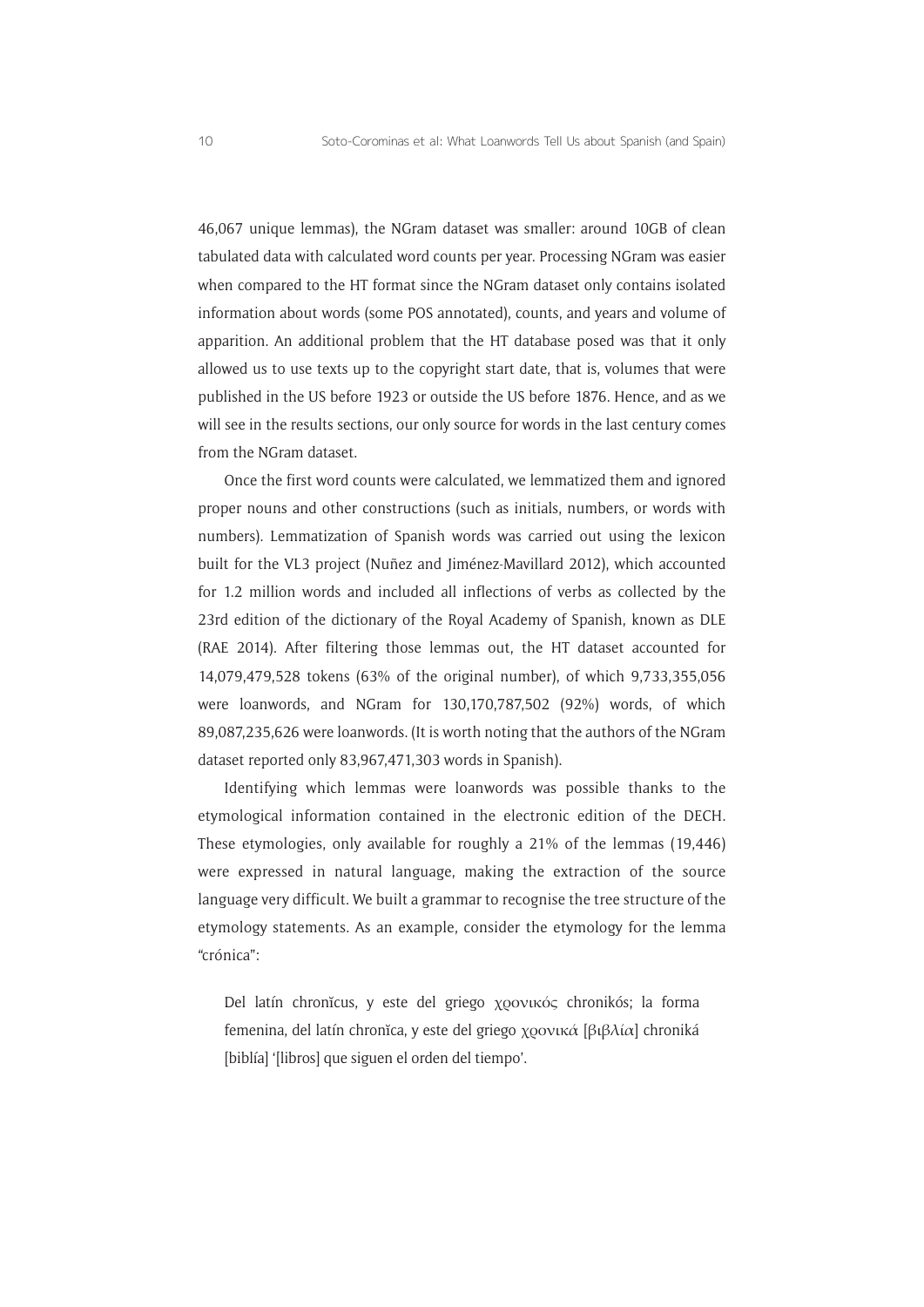46,067 unique lemmas), the NGram dataset was smaller: around 10GB of clean tabulated data with calculated word counts per year. Processing NGram was easier when compared to the HT format since the NGram dataset only contains isolated information about words (some POS annotated), counts, and years and volume of apparition. An additional problem that the HT database posed was that it only allowed us to use texts up to the copyright start date, that is, volumes that were published in the US before 1923 or outside the US before 1876. Hence, and as we will see in the results sections, our only source for words in the last century comes from the NGram dataset.

Once the first word counts were calculated, we lemmatized them and ignored proper nouns and other constructions (such as initials, numbers, or words with numbers). Lemmatization of Spanish words was carried out using the lexicon built for the VL3 project (Nuñez and Jiménez-Mavillard 2012), which accounted for 1.2 million words and included all inflections of verbs as collected by the 23rd edition of the dictionary of the Royal Academy of Spanish, known as DLE (RAE 2014). After filtering those lemmas out, the HT dataset accounted for 14,079,479,528 tokens (63% of the original number), of which 9,733,355,056 were loanwords, and NGram for 130,170,787,502 (92%) words, of which 89,087,235,626 were loanwords. (It is worth noting that the authors of the NGram dataset reported only 83,967,471,303 words in Spanish).

Identifying which lemmas were loanwords was possible thanks to the etymological information contained in the electronic edition of the DECH. These etymologies, only available for roughly a 21% of the lemmas (19,446) were expressed in natural language, making the extraction of the source language very difficult. We built a grammar to recognise the tree structure of the etymology statements. As an example, consider the etymology for the lemma "crónica":

> Del latín chronĭcus, y este del griego χρονικός chronikós; la forma femenina, del latín chronĭca, y este del griego χρονικά [βιβλία] chroniká [biblía] '[libros] que siguen el orden del tiempo'.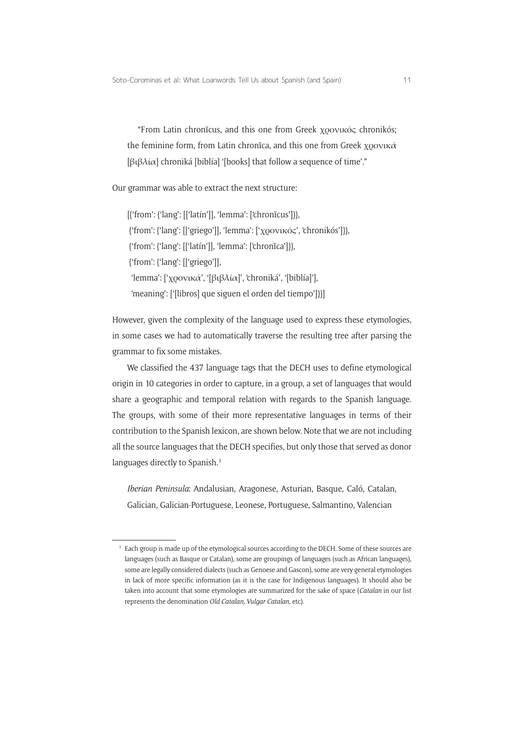"From Latin chronĭcus, and this one from Greek χρονικός chronikós; the feminine form, from Latin chronĭca, and this one from Greek χρονικά [βιβλία] chroniká [biblía] '[books] that follow a sequence of time'."

Our grammar was able to extract the next structure:

[{'from': {'lang': [['latín']], 'lemma': ['chronĭcus']}},
 {'from': {'lang': [['griego']], 'lemma': ['χρονικός', 'chronikós']}},
 {'from': {'lang': [['latín']], 'lemma': ['chronĭca']}},
 {'from': {'lang': [['griego']],
  'lemma': ['χρονικά', '[βιβλία]', 'chroniká', '[biblía]'],
  'meaning': ['[libros] que siguen el orden del tiempo']}}]

However, given the complexity of the language used to express these etymologies, in some cases we had to automatically traverse the resulting tree after parsing the grammar to fix some mistakes.

We classified the 437 language tags that the DECH uses to define etymological origin in 10 categories in order to capture, in a group, a set of languages that would share a geographic and temporal relation with regards to the Spanish language. The groups, with some of their more representative languages in terms of their contribution to the Spanish lexicon, are shown below. Note that we are not including all the source languages that the DECH specifies, but only those that served as donor languages directly to Spanish.[3]

*Iberian Peninsula*: Andalusian, Aragonese, Asturian, Basque, Caló, Catalan, Galician, Galician-Portuguese, Leonese, Portuguese, Salmantino, Valencian

[3] Each group is made up of the etymological sources according to the DECH. Some of these sources are languages (such as Basque or Catalan), some are groupings of languages (such as African languages), some are legally considered dialects (such as Genoese and Gascon), some are very general etymologies in lack of more specific information (as it is the case for Indigenous languages). It should also be taken into account that some etymologies are summarized for the sake of space (*Catalan* in our list represents the denomination *Old Catalan, Vulgar Catalan*, etc).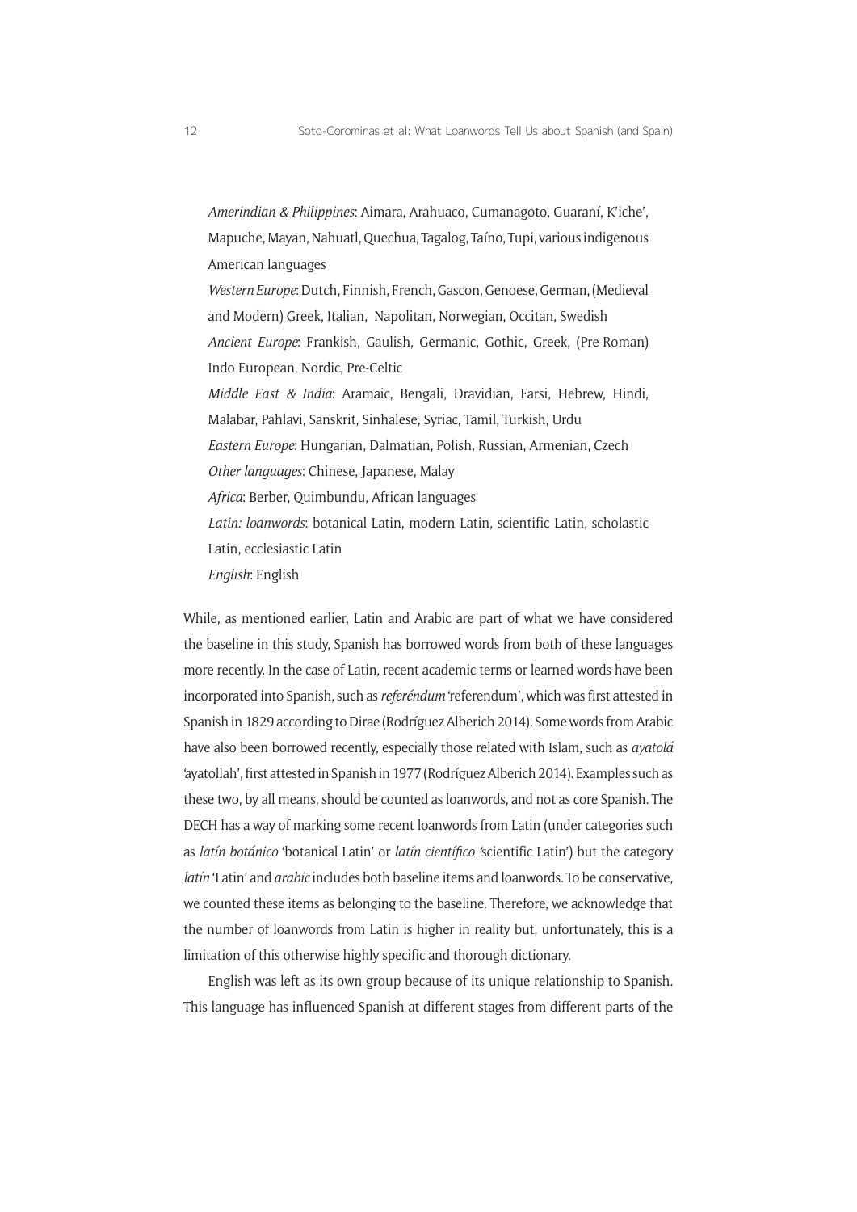*Amerindian & Philippines*: Aimara, Arahuaco, Cumanagoto, Guaraní, K'iche', Mapuche, Mayan, Nahuatl, Quechua, Tagalog, Taíno, Tupi, various indigenous American languages

*Western Europe*: Dutch, Finnish, French, Gascon, Genoese, German, (Medieval and Modern) Greek, Italian, Napolitan, Norwegian, Occitan, Swedish

*Ancient Europe*: Frankish, Gaulish, Germanic, Gothic, Greek, (Pre-Roman) Indo European, Nordic, Pre-Celtic

*Middle East & India*: Aramaic, Bengali, Dravidian, Farsi, Hebrew, Hindi, Malabar, Pahlavi, Sanskrit, Sinhalese, Syriac, Tamil, Turkish, Urdu

*Eastern Europe*: Hungarian, Dalmatian, Polish, Russian, Armenian, Czech

*Other languages*: Chinese, Japanese, Malay

*Africa*: Berber, Quimbundu, African languages

*Latin: loanwords*: botanical Latin, modern Latin, scientific Latin, scholastic Latin, ecclesiastic Latin

*English*: English

While, as mentioned earlier, Latin and Arabic are part of what we have considered the baseline in this study, Spanish has borrowed words from both of these languages more recently. In the case of Latin, recent academic terms or learned words have been incorporated into Spanish, such as *referéndum* 'referendum', which was first attested in Spanish in 1829 according to Dirae (Rodríguez Alberich 2014). Some words from Arabic have also been borrowed recently, especially those related with Islam, such as *ayatolá* 'ayatollah', first attested in Spanish in 1977 (Rodríguez Alberich 2014). Examples such as these two, by all means, should be counted as loanwords, and not as core Spanish. The DECH has a way of marking some recent loanwords from Latin (under categories such as *latín botánico* 'botanical Latin' or *latín científico* 'scientific Latin') but the category *latín* 'Latin' and *arabic* includes both baseline items and loanwords. To be conservative, we counted these items as belonging to the baseline. Therefore, we acknowledge that the number of loanwords from Latin is higher in reality but, unfortunately, this is a limitation of this otherwise highly specific and thorough dictionary.

English was left as its own group because of its unique relationship to Spanish. This language has influenced Spanish at different stages from different parts of the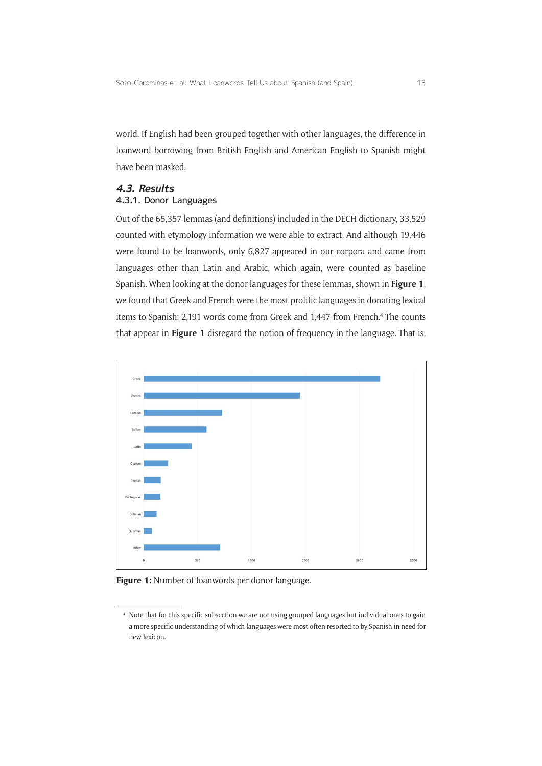world. If English had been grouped together with other languages, the difference in loanword borrowing from British English and American English to Spanish might have been masked.

### 4.3. Results

#### 4.3.1. Donor Languages

Out of the 65,357 lemmas (and definitions) included in the DECH dictionary, 33,529 counted with etymology information we were able to extract. And although 19,446 were found to be loanwords, only 6,827 appeared in our corpora and came from languages other than Latin and Arabic, which again, were counted as baseline Spanish. When looking at the donor languages for these lemmas, shown in **Figure 1**, we found that Greek and French were the most prolific languages in donating lexical items to Spanish: 2,191 words come from Greek and 1,447 from French.[4] The counts that appear in **Figure 1** disregard the notion of frequency in the language. That is,

**Figure 1:** Number of loanwords per donor language.

[4] Note that for this specific subsection we are not using grouped languages but individual ones to gain a more specific understanding of which languages were most often resorted to by Spanish in need for new lexicon.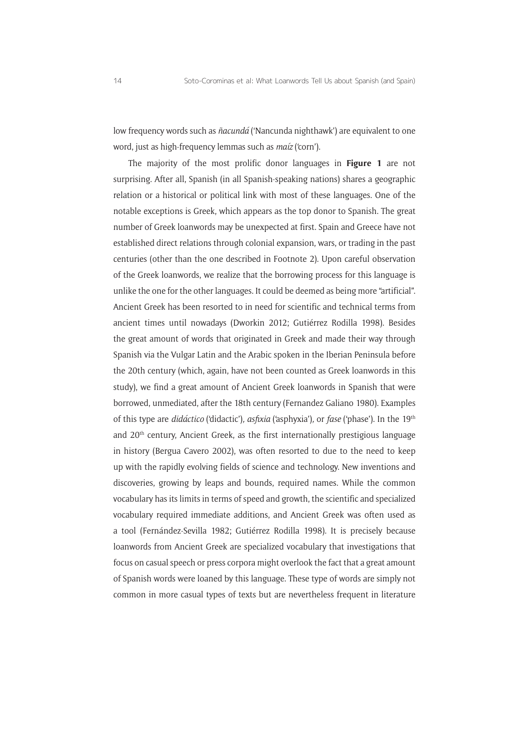low frequency words such as *ñacundá* ('Nancunda nighthawk') are equivalent to one word, just as high-frequency lemmas such as *maíz* ('corn').

The majority of the most prolific donor languages in **Figure 1** are not surprising. After all, Spanish (in all Spanish-speaking nations) shares a geographic relation or a historical or political link with most of these languages. One of the notable exceptions is Greek, which appears as the top donor to Spanish. The great number of Greek loanwords may be unexpected at first. Spain and Greece have not established direct relations through colonial expansion, wars, or trading in the past centuries (other than the one described in Footnote 2). Upon careful observation of the Greek loanwords, we realize that the borrowing process for this language is unlike the one for the other languages. It could be deemed as being more "artificial". Ancient Greek has been resorted to in need for scientific and technical terms from ancient times until nowadays (Dworkin 2012; Gutiérrez Rodilla 1998). Besides the great amount of words that originated in Greek and made their way through Spanish via the Vulgar Latin and the Arabic spoken in the Iberian Peninsula before the 20th century (which, again, have not been counted as Greek loanwords in this study), we find a great amount of Ancient Greek loanwords in Spanish that were borrowed, unmediated, after the 18th century (Fernandez Galiano 1980). Examples of this type are *didáctico* ('didactic'), *asfixia* ('asphyxia'), or *fase* ('phase'). In the 19th and 20th century, Ancient Greek, as the first internationally prestigious language in history (Bergua Cavero 2002), was often resorted to due to the need to keep up with the rapidly evolving fields of science and technology. New inventions and discoveries, growing by leaps and bounds, required names. While the common vocabulary has its limits in terms of speed and growth, the scientific and specialized vocabulary required immediate additions, and Ancient Greek was often used as a tool (Fernández-Sevilla 1982; Gutiérrez Rodilla 1998). It is precisely because loanwords from Ancient Greek are specialized vocabulary that investigations that focus on casual speech or press corpora might overlook the fact that a great amount of Spanish words were loaned by this language. These type of words are simply not common in more casual types of texts but are nevertheless frequent in literature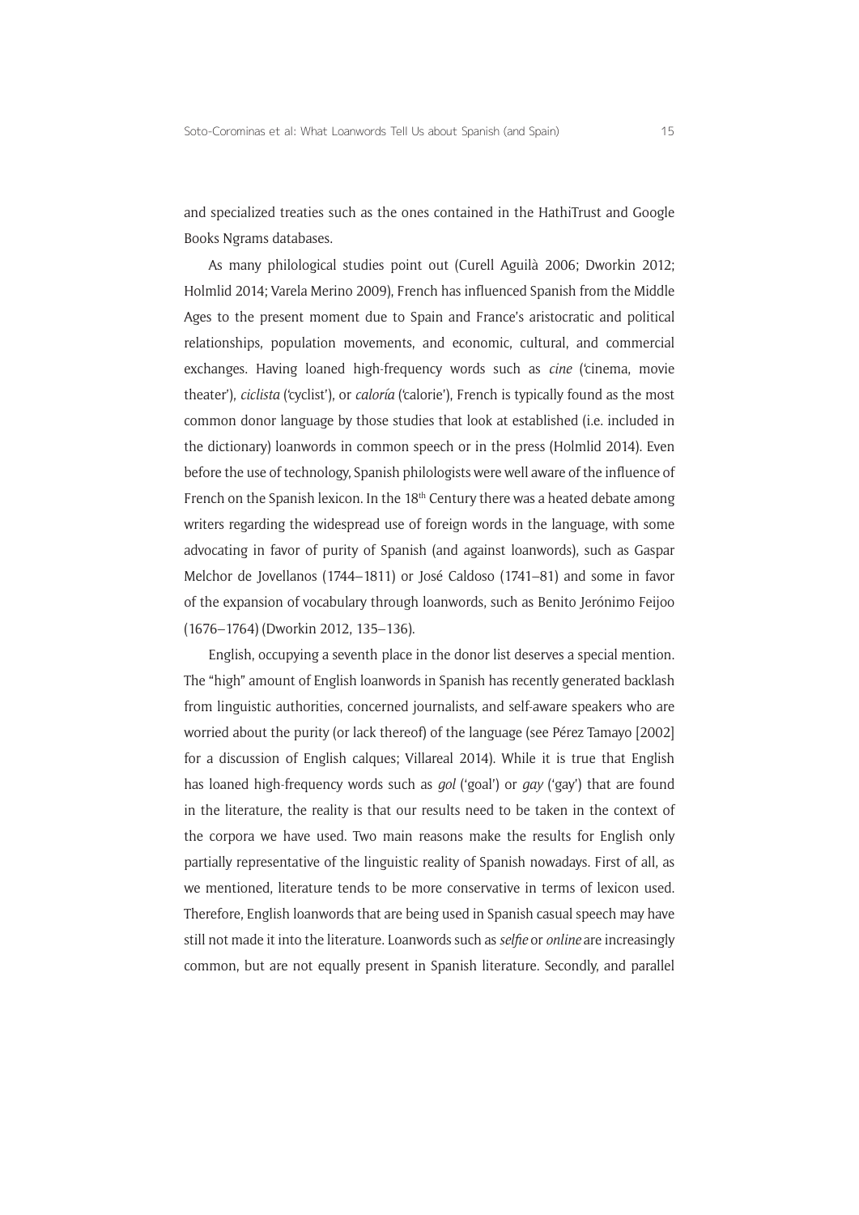and specialized treaties such as the ones contained in the HathiTrust and Google Books Ngrams databases.

As many philological studies point out (Curell Aguilà 2006; Dworkin 2012; Holmlid 2014; Varela Merino 2009), French has influenced Spanish from the Middle Ages to the present moment due to Spain and France's aristocratic and political relationships, population movements, and economic, cultural, and commercial exchanges. Having loaned high-frequency words such as *cine* ('cinema, movie theater'), *ciclista* ('cyclist'), or *caloría* ('calorie'), French is typically found as the most common donor language by those studies that look at established (i.e. included in the dictionary) loanwords in common speech or in the press (Holmlid 2014). Even before the use of technology, Spanish philologists were well aware of the influence of French on the Spanish lexicon. In the 18th Century there was a heated debate among writers regarding the widespread use of foreign words in the language, with some advocating in favor of purity of Spanish (and against loanwords), such as Gaspar Melchor de Jovellanos (1744–1811) or José Caldoso (1741–81) and some in favor of the expansion of vocabulary through loanwords, such as Benito Jerónimo Feijoo (1676–1764) (Dworkin 2012, 135–136).

English, occupying a seventh place in the donor list deserves a special mention. The "high" amount of English loanwords in Spanish has recently generated backlash from linguistic authorities, concerned journalists, and self-aware speakers who are worried about the purity (or lack thereof) of the language (see Pérez Tamayo [2002] for a discussion of English calques; Villareal 2014). While it is true that English has loaned high-frequency words such as *gol* ('goal') or *gay* ('gay') that are found in the literature, the reality is that our results need to be taken in the context of the corpora we have used. Two main reasons make the results for English only partially representative of the linguistic reality of Spanish nowadays. First of all, as we mentioned, literature tends to be more conservative in terms of lexicon used. Therefore, English loanwords that are being used in Spanish casual speech may have still not made it into the literature. Loanwords such as *selfie* or *online* are increasingly common, but are not equally present in Spanish literature. Secondly, and parallel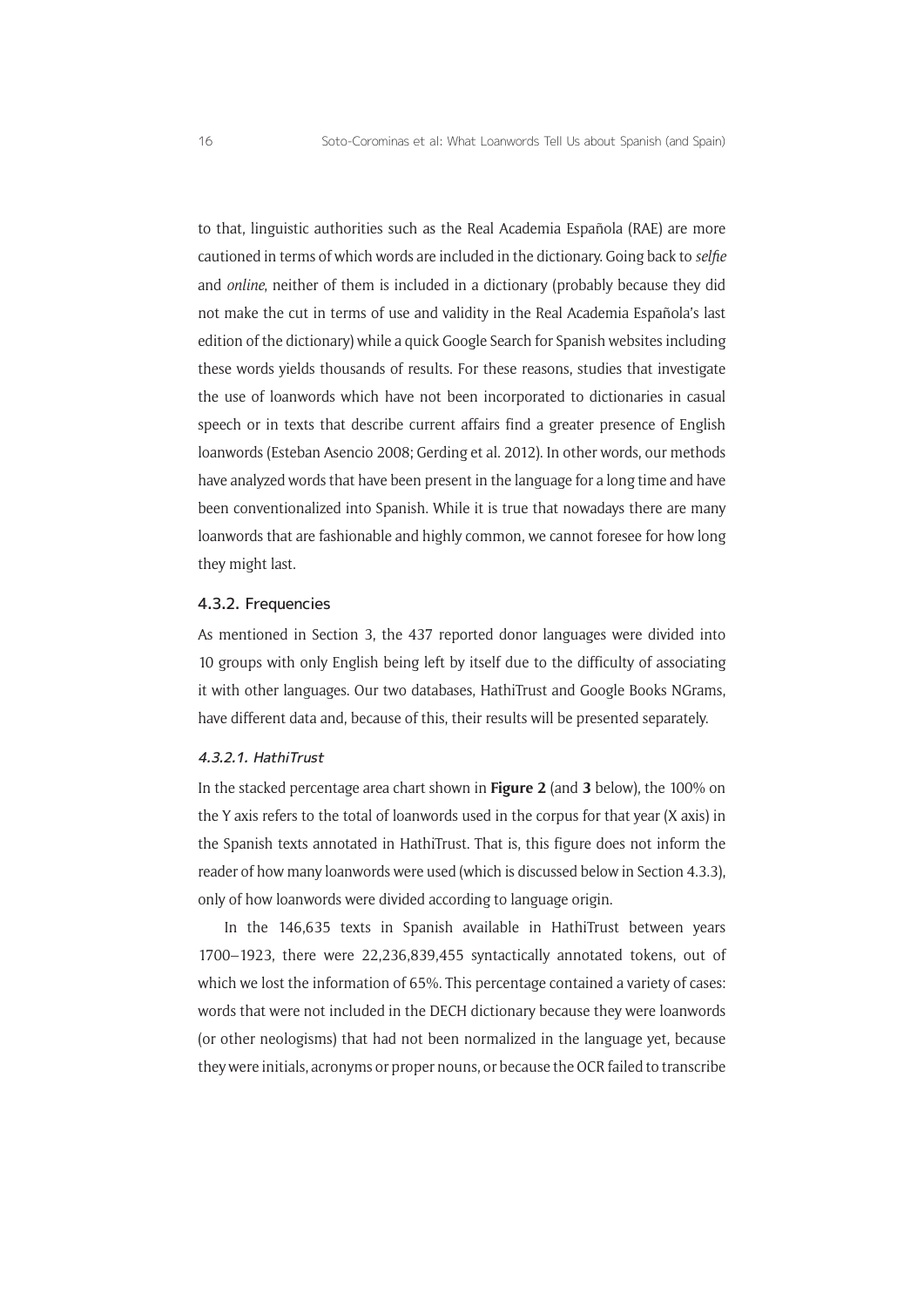to that, linguistic authorities such as the Real Academia Española (RAE) are more cautioned in terms of which words are included in the dictionary. Going back to *selfie* and *online*, neither of them is included in a dictionary (probably because they did not make the cut in terms of use and validity in the Real Academia Española's last edition of the dictionary) while a quick Google Search for Spanish websites including these words yields thousands of results. For these reasons, studies that investigate the use of loanwords which have not been incorporated to dictionaries in casual speech or in texts that describe current affairs find a greater presence of English loanwords (Esteban Asencio 2008; Gerding et al. 2012). In other words, our methods have analyzed words that have been present in the language for a long time and have been conventionalized into Spanish. While it is true that nowadays there are many loanwords that are fashionable and highly common, we cannot foresee for how long they might last.

#### 4.3.2. Frequencies

As mentioned in Section 3, the 437 reported donor languages were divided into 10 groups with only English being left by itself due to the difficulty of associating it with other languages. Our two databases, HathiTrust and Google Books NGrams, have different data and, because of this, their results will be presented separately.

##### *4.3.2.1. HathiTrust*

In the stacked percentage area chart shown in **Figure 2** (and **3** below), the 100% on the Y axis refers to the total of loanwords used in the corpus for that year (X axis) in the Spanish texts annotated in HathiTrust. That is, this figure does not inform the reader of how many loanwords were used (which is discussed below in Section 4.3.3), only of how loanwords were divided according to language origin.

In the 146,635 texts in Spanish available in HathiTrust between years 1700–1923, there were 22,236,839,455 syntactically annotated tokens, out of which we lost the information of 65%. This percentage contained a variety of cases: words that were not included in the DECH dictionary because they were loanwords (or other neologisms) that had not been normalized in the language yet, because they were initials, acronyms or proper nouns, or because the OCR failed to transcribe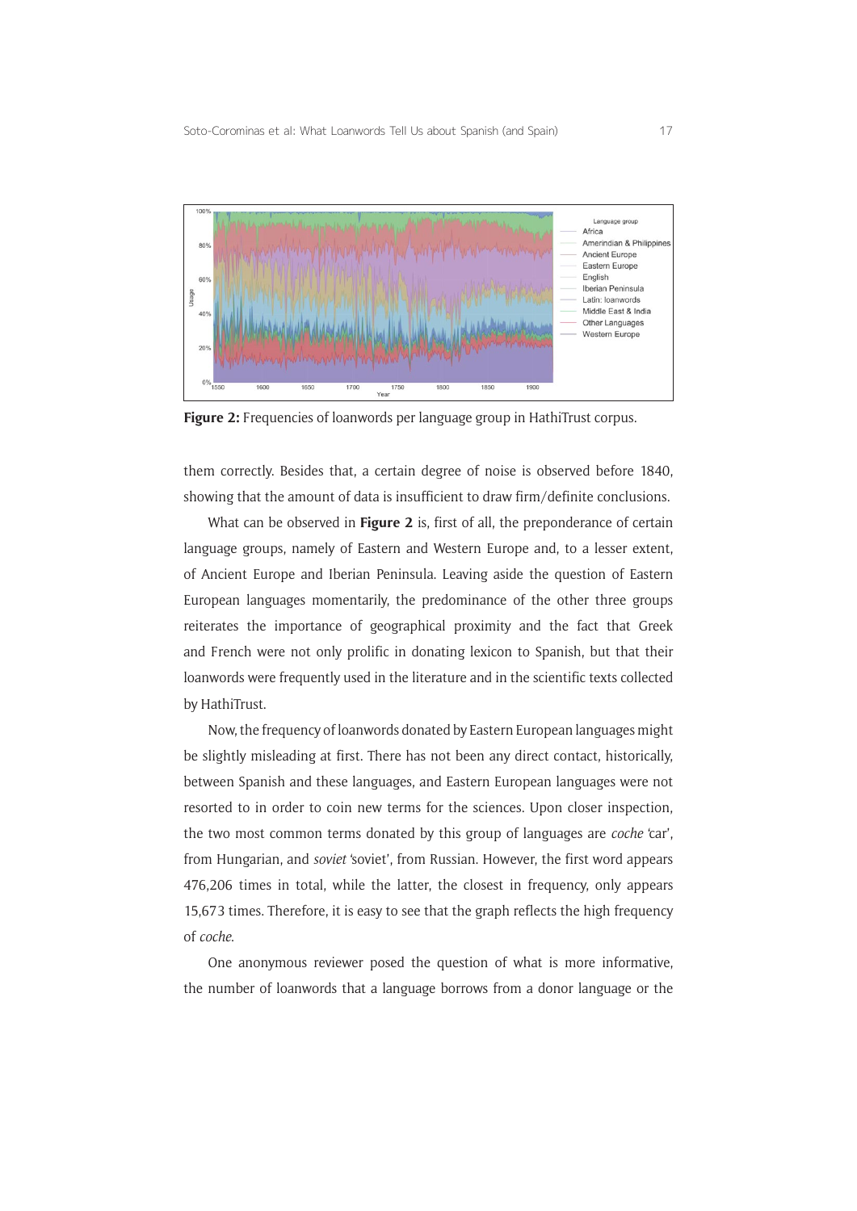**Figure 2:** Frequencies of loanwords per language group in HathiTrust corpus.

them correctly. Besides that, a certain degree of noise is observed before 1840, showing that the amount of data is insufficient to draw firm/definite conclusions.

What can be observed in **Figure 2** is, first of all, the preponderance of certain language groups, namely of Eastern and Western Europe and, to a lesser extent, of Ancient Europe and Iberian Peninsula. Leaving aside the question of Eastern European languages momentarily, the predominance of the other three groups reiterates the importance of geographical proximity and the fact that Greek and French were not only prolific in donating lexicon to Spanish, but that their loanwords were frequently used in the literature and in the scientific texts collected by HathiTrust.

Now, the frequency of loanwords donated by Eastern European languages might be slightly misleading at first. There has not been any direct contact, historically, between Spanish and these languages, and Eastern European languages were not resorted to in order to coin new terms for the sciences. Upon closer inspection, the two most common terms donated by this group of languages are *coche* 'car', from Hungarian, and *soviet* 'soviet', from Russian. However, the first word appears 476,206 times in total, while the latter, the closest in frequency, only appears 15,673 times. Therefore, it is easy to see that the graph reflects the high frequency of *coche*.

One anonymous reviewer posed the question of what is more informative, the number of loanwords that a language borrows from a donor language or the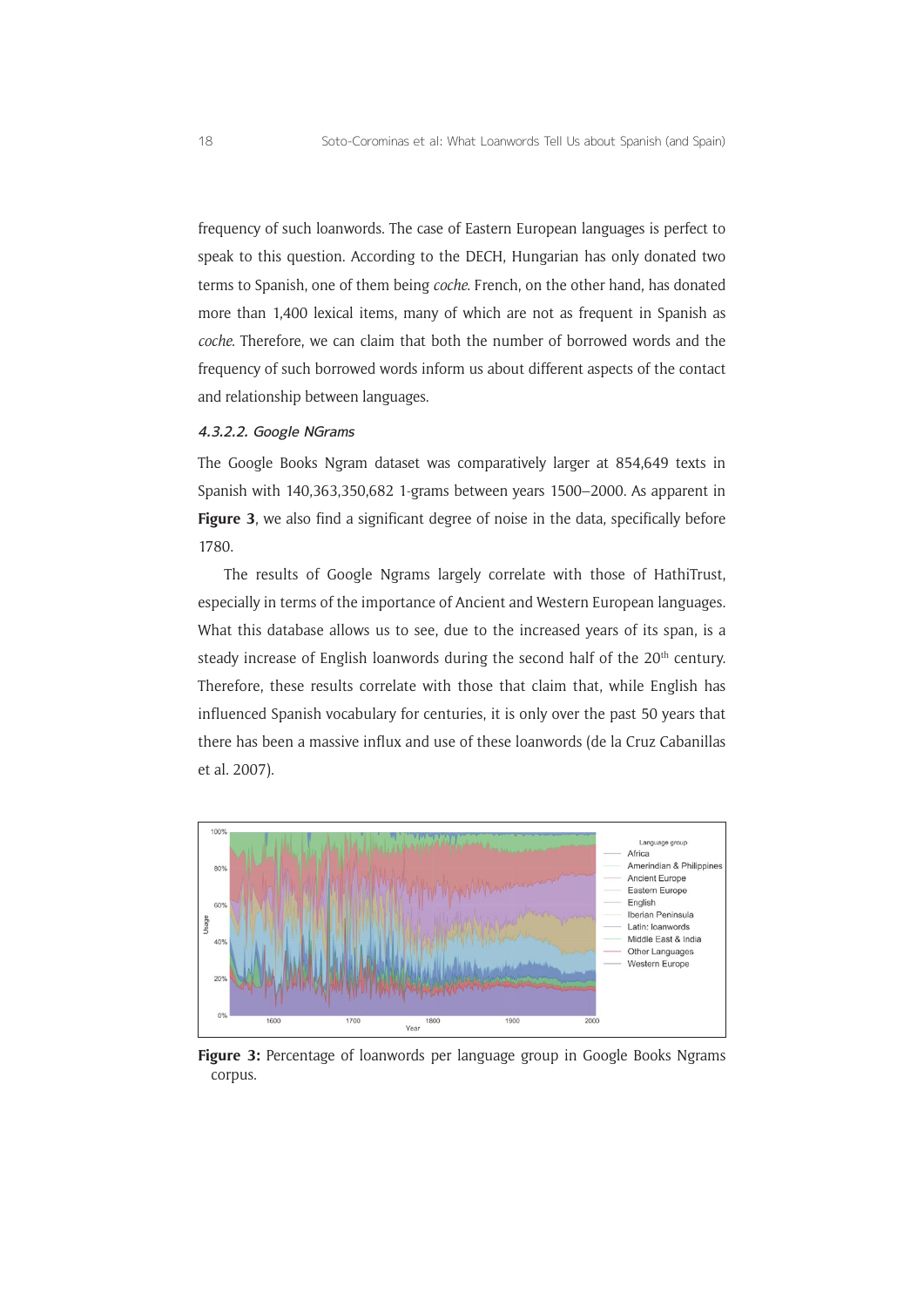frequency of such loanwords. The case of Eastern European languages is perfect to speak to this question. According to the DECH, Hungarian has only donated two terms to Spanish, one of them being *coche*. French, on the other hand, has donated more than 1,400 lexical items, many of which are not as frequent in Spanish as *coche*. Therefore, we can claim that both the number of borrowed words and the frequency of such borrowed words inform us about different aspects of the contact and relationship between languages.

#### *4.3.2.2. Google NGrams*

The Google Books Ngram dataset was comparatively larger at 854,649 texts in Spanish with 140,363,350,682 1-grams between years 1500–2000. As apparent in **Figure 3**, we also find a significant degree of noise in the data, specifically before 1780.

The results of Google Ngrams largely correlate with those of HathiTrust, especially in terms of the importance of Ancient and Western European languages. What this database allows us to see, due to the increased years of its span, is a steady increase of English loanwords during the second half of the 20th century. Therefore, these results correlate with those that claim that, while English has influenced Spanish vocabulary for centuries, it is only over the past 50 years that there has been a massive influx and use of these loanwords (de la Cruz Cabanillas et al. 2007).

**Figure 3:** Percentage of loanwords per language group in Google Books Ngrams corpus.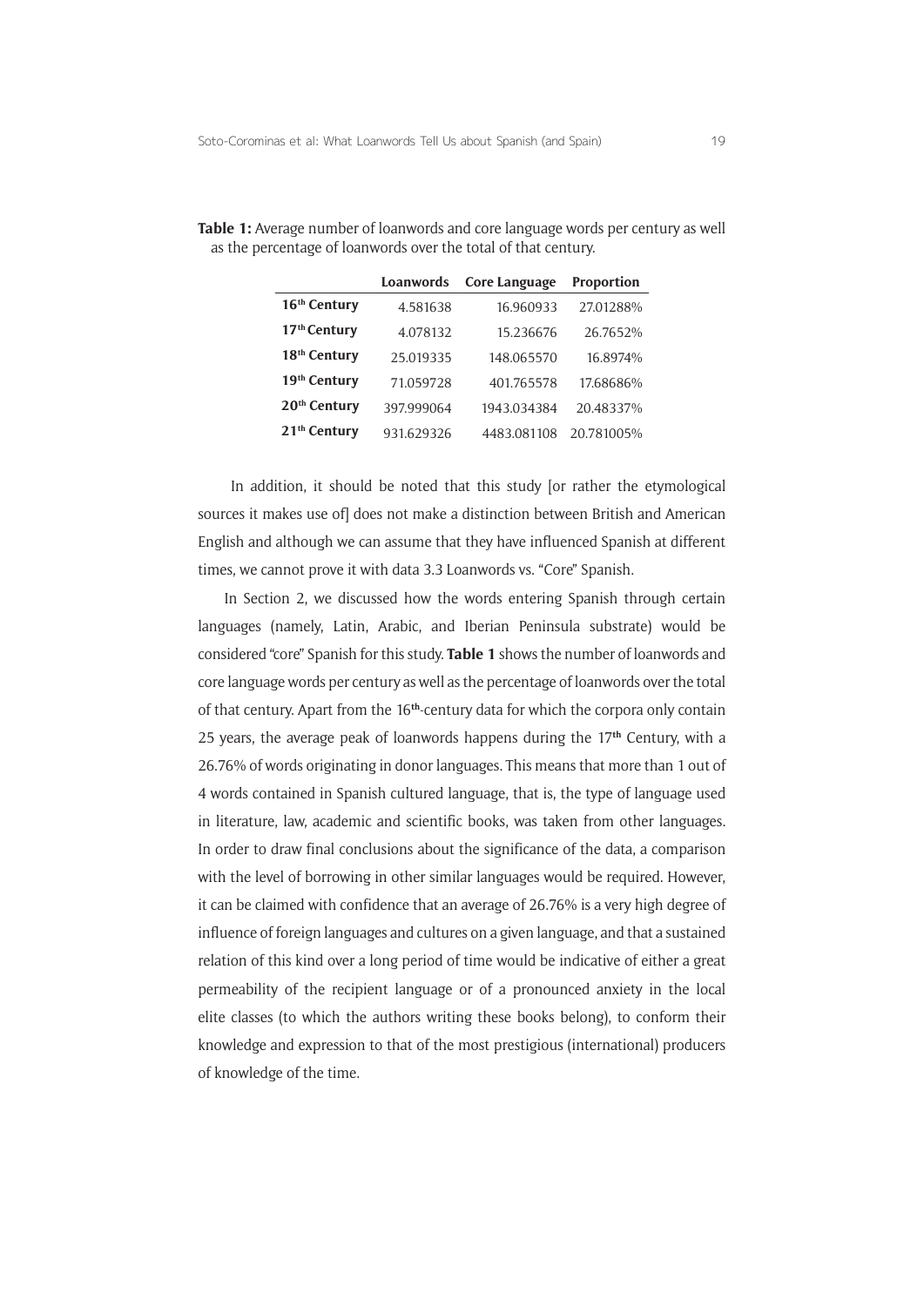**Table 1:** Average number of loanwords and core language words per century as well as the percentage of loanwords over the total of that century.

| | Loanwords | Core Language | Proportion |
|---|---|---|---|
| **16th Century** | 4.581638 | 16.960933 | 27.01288% |
| **17th Century** | 4.078132 | 15.236676 | 26.7652% |
| **18th Century** | 25.019335 | 148.065570 | 16.8974% |
| **19th Century** | 71.059728 | 401.765578 | 17.68686% |
| **20th Century** | 397.999064 | 1943.034384 | 20.48337% |
| **21th Century** | 931.629326 | 4483.081108 | 20.781005% |

In addition, it should be noted that this study [or rather the etymological sources it makes use of] does not make a distinction between British and American English and although we can assume that they have influenced Spanish at different times, we cannot prove it with data 3.3 Loanwords vs. "Core" Spanish.

In Section 2, we discussed how the words entering Spanish through certain languages (namely, Latin, Arabic, and Iberian Peninsula substrate) would be considered "core" Spanish for this study. **Table 1** shows the number of loanwords and core language words per century as well as the percentage of loanwords over the total of that century. Apart from the 16**th**-century data for which the corpora only contain 25 years, the average peak of loanwords happens during the 17**th** Century, with a 26.76% of words originating in donor languages. This means that more than 1 out of 4 words contained in Spanish cultured language, that is, the type of language used in literature, law, academic and scientific books, was taken from other languages. In order to draw final conclusions about the significance of the data, a comparison with the level of borrowing in other similar languages would be required. However, it can be claimed with confidence that an average of 26.76% is a very high degree of influence of foreign languages and cultures on a given language, and that a sustained relation of this kind over a long period of time would be indicative of either a great permeability of the recipient language or of a pronounced anxiety in the local elite classes (to which the authors writing these books belong), to conform their knowledge and expression to that of the most prestigious (international) producers of knowledge of the time.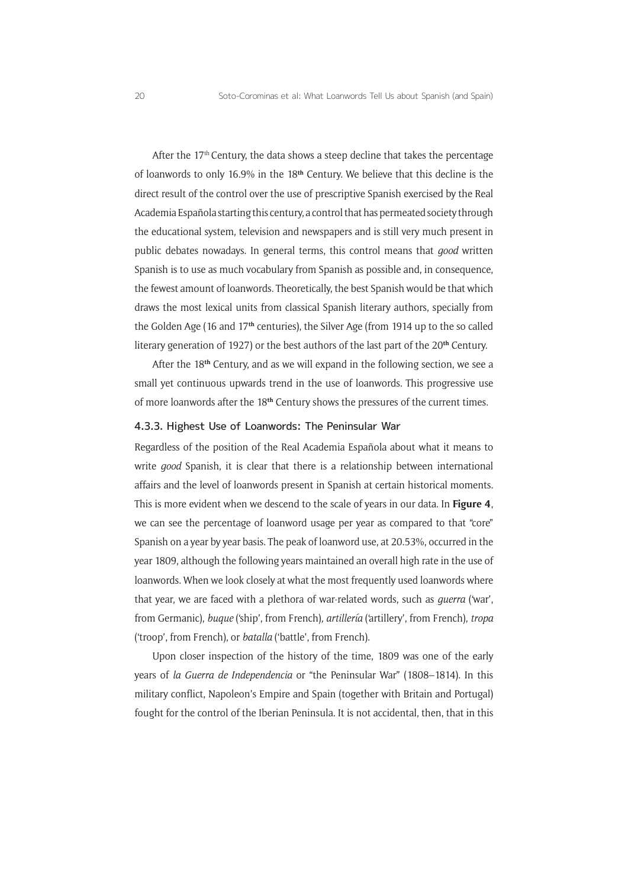After the 17th Century, the data shows a steep decline that takes the percentage of loanwords to only 16.9% in the 18th Century. We believe that this decline is the direct result of the control over the use of prescriptive Spanish exercised by the Real Academia Española starting this century, a control that has permeated society through the educational system, television and newspapers and is still very much present in public debates nowadays. In general terms, this control means that *good* written Spanish is to use as much vocabulary from Spanish as possible and, in consequence, the fewest amount of loanwords. Theoretically, the best Spanish would be that which draws the most lexical units from classical Spanish literary authors, specially from the Golden Age (16 and 17th centuries), the Silver Age (from 1914 up to the so called literary generation of 1927) or the best authors of the last part of the 20th Century.

After the 18th Century, and as we will expand in the following section, we see a small yet continuous upwards trend in the use of loanwords. This progressive use of more loanwords after the 18th Century shows the pressures of the current times.

#### 4.3.3. Highest Use of Loanwords: The Peninsular War

Regardless of the position of the Real Academia Española about what it means to write *good* Spanish, it is clear that there is a relationship between international affairs and the level of loanwords present in Spanish at certain historical moments. This is more evident when we descend to the scale of years in our data. In **Figure 4**, we can see the percentage of loanword usage per year as compared to that "core" Spanish on a year by year basis. The peak of loanword use, at 20.53%, occurred in the year 1809, although the following years maintained an overall high rate in the use of loanwords. When we look closely at what the most frequently used loanwords where that year, we are faced with a plethora of war-related words, such as *guerra* ('war', from Germanic), *buque* ('ship', from French), *artillería* ('artillery', from French), *tropa* ('troop', from French), or *batalla* ('battle', from French).

Upon closer inspection of the history of the time, 1809 was one of the early years of *la Guerra de Independencia* or "the Peninsular War" (1808–1814). In this military conflict, Napoleon's Empire and Spain (together with Britain and Portugal) fought for the control of the Iberian Peninsula. It is not accidental, then, that in this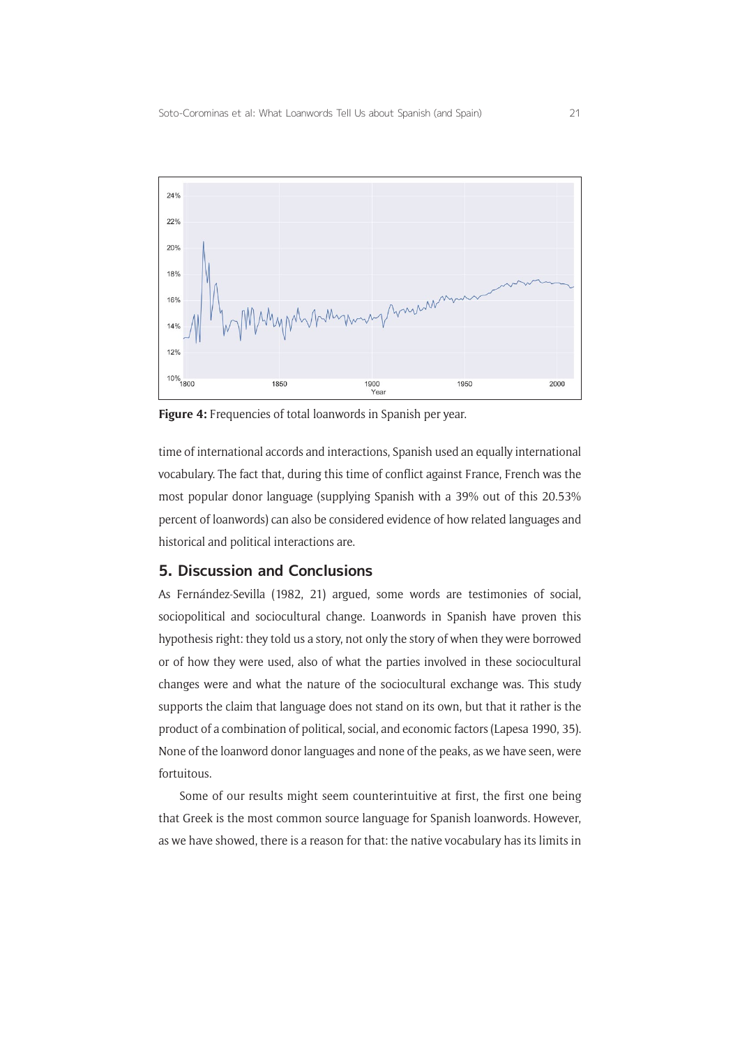**Figure 4:** Frequencies of total loanwords in Spanish per year.

time of international accords and interactions, Spanish used an equally international vocabulary. The fact that, during this time of conflict against France, French was the most popular donor language (supplying Spanish with a 39% out of this 20.53% percent of loanwords) can also be considered evidence of how related languages and historical and political interactions are.

## 5. Discussion and Conclusions

As Fernández-Sevilla (1982, 21) argued, some words are testimonies of social, sociopolitical and sociocultural change. Loanwords in Spanish have proven this hypothesis right: they told us a story, not only the story of when they were borrowed or of how they were used, also of what the parties involved in these sociocultural changes were and what the nature of the sociocultural exchange was. This study supports the claim that language does not stand on its own, but that it rather is the product of a combination of political, social, and economic factors (Lapesa 1990, 35). None of the loanword donor languages and none of the peaks, as we have seen, were fortuitous.

Some of our results might seem counterintuitive at first, the first one being that Greek is the most common source language for Spanish loanwords. However, as we have showed, there is a reason for that: the native vocabulary has its limits in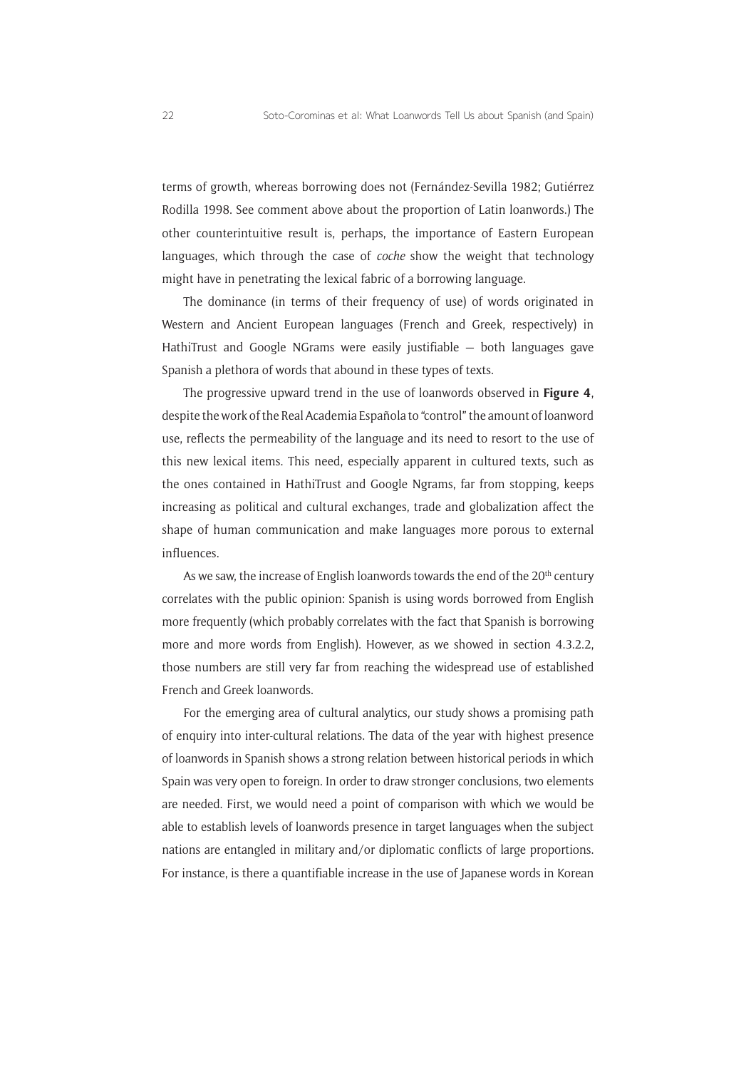terms of growth, whereas borrowing does not (Fernández-Sevilla 1982; Gutiérrez Rodilla 1998. See comment above about the proportion of Latin loanwords.) The other counterintuitive result is, perhaps, the importance of Eastern European languages, which through the case of *coche* show the weight that technology might have in penetrating the lexical fabric of a borrowing language.

The dominance (in terms of their frequency of use) of words originated in Western and Ancient European languages (French and Greek, respectively) in HathiTrust and Google NGrams were easily justifiable – both languages gave Spanish a plethora of words that abound in these types of texts.

The progressive upward trend in the use of loanwords observed in **Figure 4**, despite the work of the Real Academia Española to "control" the amount of loanword use, reflects the permeability of the language and its need to resort to the use of this new lexical items. This need, especially apparent in cultured texts, such as the ones contained in HathiTrust and Google Ngrams, far from stopping, keeps increasing as political and cultural exchanges, trade and globalization affect the shape of human communication and make languages more porous to external influences.

As we saw, the increase of English loanwords towards the end of the 20th century correlates with the public opinion: Spanish is using words borrowed from English more frequently (which probably correlates with the fact that Spanish is borrowing more and more words from English). However, as we showed in section 4.3.2.2, those numbers are still very far from reaching the widespread use of established French and Greek loanwords.

For the emerging area of cultural analytics, our study shows a promising path of enquiry into inter-cultural relations. The data of the year with highest presence of loanwords in Spanish shows a strong relation between historical periods in which Spain was very open to foreign. In order to draw stronger conclusions, two elements are needed. First, we would need a point of comparison with which we would be able to establish levels of loanwords presence in target languages when the subject nations are entangled in military and/or diplomatic conflicts of large proportions. For instance, is there a quantifiable increase in the use of Japanese words in Korean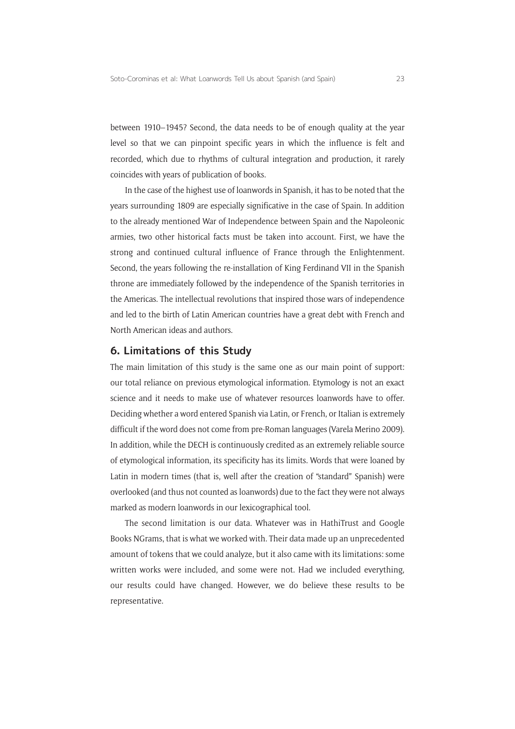between 1910–1945? Second, the data needs to be of enough quality at the year level so that we can pinpoint specific years in which the influence is felt and recorded, which due to rhythms of cultural integration and production, it rarely coincides with years of publication of books.

In the case of the highest use of loanwords in Spanish, it has to be noted that the years surrounding 1809 are especially significative in the case of Spain. In addition to the already mentioned War of Independence between Spain and the Napoleonic armies, two other historical facts must be taken into account. First, we have the strong and continued cultural influence of France through the Enlightenment. Second, the years following the re-installation of King Ferdinand VII in the Spanish throne are immediately followed by the independence of the Spanish territories in the Americas. The intellectual revolutions that inspired those wars of independence and led to the birth of Latin American countries have a great debt with French and North American ideas and authors.

## 6. Limitations of this Study

The main limitation of this study is the same one as our main point of support: our total reliance on previous etymological information. Etymology is not an exact science and it needs to make use of whatever resources loanwords have to offer. Deciding whether a word entered Spanish via Latin, or French, or Italian is extremely difficult if the word does not come from pre-Roman languages (Varela Merino 2009). In addition, while the DECH is continuously credited as an extremely reliable source of etymological information, its specificity has its limits. Words that were loaned by Latin in modern times (that is, well after the creation of "standard" Spanish) were overlooked (and thus not counted as loanwords) due to the fact they were not always marked as modern loanwords in our lexicographical tool.

The second limitation is our data. Whatever was in HathiTrust and Google Books NGrams, that is what we worked with. Their data made up an unprecedented amount of tokens that we could analyze, but it also came with its limitations: some written works were included, and some were not. Had we included everything, our results could have changed. However, we do believe these results to be representative.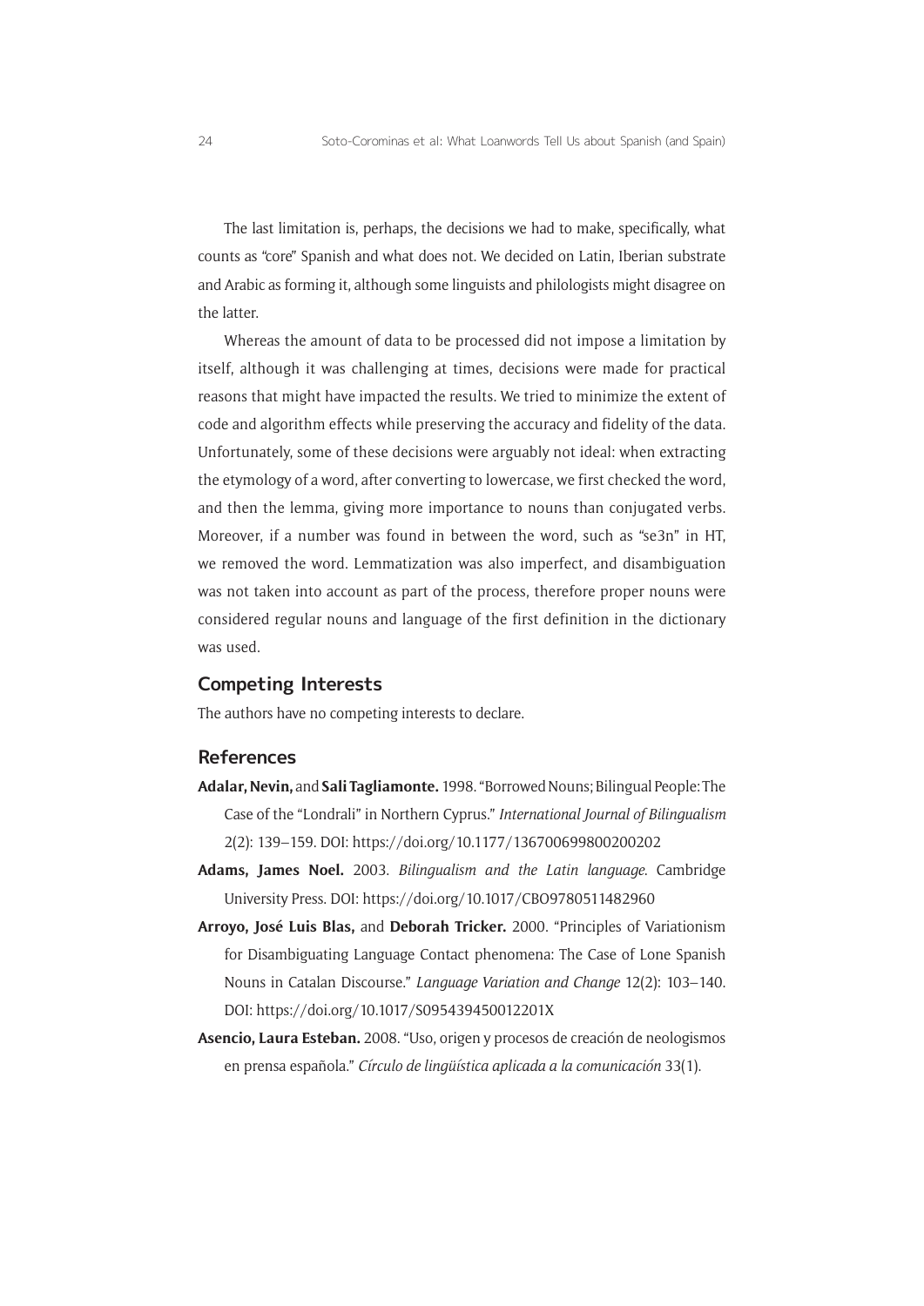The last limitation is, perhaps, the decisions we had to make, specifically, what counts as "core" Spanish and what does not. We decided on Latin, Iberian substrate and Arabic as forming it, although some linguists and philologists might disagree on the latter.

Whereas the amount of data to be processed did not impose a limitation by itself, although it was challenging at times, decisions were made for practical reasons that might have impacted the results. We tried to minimize the extent of code and algorithm effects while preserving the accuracy and fidelity of the data. Unfortunately, some of these decisions were arguably not ideal: when extracting the etymology of a word, after converting to lowercase, we first checked the word, and then the lemma, giving more importance to nouns than conjugated verbs. Moreover, if a number was found in between the word, such as "se3n" in HT, we removed the word. Lemmatization was also imperfect, and disambiguation was not taken into account as part of the process, therefore proper nouns were considered regular nouns and language of the first definition in the dictionary was used.

## Competing Interests

The authors have no competing interests to declare.

## References

**Adalar, Nevin,** and **Sali Tagliamonte.** 1998. "Borrowed Nouns; Bilingual People: The Case of the "Londrali" in Northern Cyprus." *International Journal of Bilingualism* 2(2): 139–159. DOI: https://doi.org/10.1177/136700699800200202

**Adams, James Noel.** 2003. *Bilingualism and the Latin language.* Cambridge University Press. DOI: https://doi.org/10.1017/CBO9780511482960

**Arroyo, José Luis Blas,** and **Deborah Tricker.** 2000. "Principles of Variationism for Disambiguating Language Contact phenomena: The Case of Lone Spanish Nouns in Catalan Discourse." *Language Variation and Change* 12(2): 103–140. DOI: https://doi.org/10.1017/S095439450012201X

**Asencio, Laura Esteban.** 2008. "Uso, origen y procesos de creación de neologismos en prensa española." *Círculo de lingüística aplicada a la comunicación* 33(1).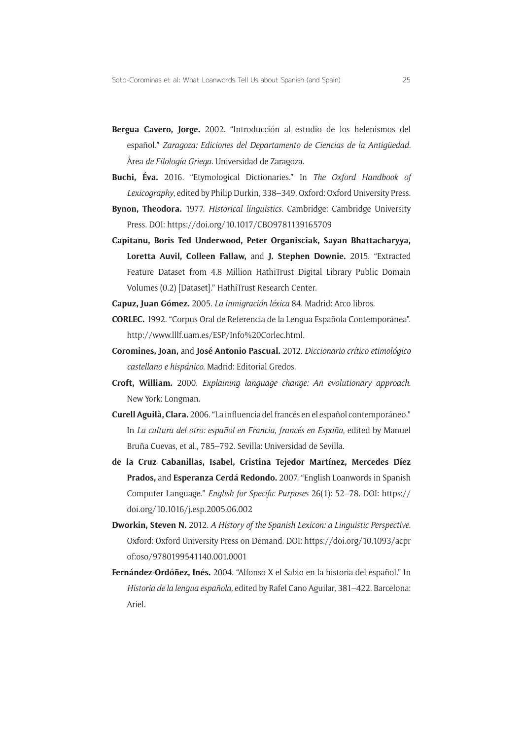**Bergua Cavero, Jorge.** 2002. "Introducción al estudio de los helenismos del español." *Zaragoza: Ediciones del Departamento de Ciencias de la Antigüedad.* Área *de Filología Griega.* Universidad de Zaragoza.

**Buchi, Éva.** 2016. "Etymological Dictionaries." In *The Oxford Handbook of Lexicography*, edited by Philip Durkin, 338–349. Oxford: Oxford University Press.

**Bynon, Theodora.** 1977. *Historical linguistics.* Cambridge: Cambridge University Press. DOI: https://doi.org/10.1017/CBO9781139165709

**Capitanu, Boris Ted Underwood, Peter Organisciak, Sayan Bhattacharyya, Loretta Auvil, Colleen Fallaw,** and **J. Stephen Downie.** 2015. "Extracted Feature Dataset from 4.8 Million HathiTrust Digital Library Public Domain Volumes (0.2) [Dataset]." HathiTrust Research Center.

**Capuz, Juan Gómez.** 2005. *La inmigración léxica* 84. Madrid: Arco libros.

**CORLEC.** 1992. "Corpus Oral de Referencia de la Lengua Española Contemporánea". http://www.lllf.uam.es/ESP/Info%20Corlec.html.

**Coromines, Joan,** and **José Antonio Pascual.** 2012. *Diccionario crítico etimológico castellano e hispánico.* Madrid: Editorial Gredos.

**Croft, William.** 2000. *Explaining language change: An evolutionary approach.* New York: Longman.

**Curell Aguilà, Clara.** 2006. "La influencia del francés en el español contemporáneo." In *La cultura del otro: español en Francia, francés en España*, edited by Manuel Bruña Cuevas, et al., 785–792. Sevilla: Universidad de Sevilla.

**de la Cruz Cabanillas, Isabel, Cristina Tejedor Martínez, Mercedes Díez Prados,** and **Esperanza Cerdá Redondo.** 2007. "English Loanwords in Spanish Computer Language." *English for Specific Purposes* 26(1): 52–78. DOI: https://doi.org/10.1016/j.esp.2005.06.002

**Dworkin, Steven N.** 2012. *A History of the Spanish Lexicon: a Linguistic Perspective.* Oxford: Oxford University Press on Demand. DOI: https://doi.org/10.1093/acprof:oso/9780199541140.001.0001

**Fernández-Ordóñez, Inés.** 2004. "Alfonso X el Sabio en la historia del español." In *Historia de la lengua española,* edited by Rafel Cano Aguilar, 381–422. Barcelona: Ariel.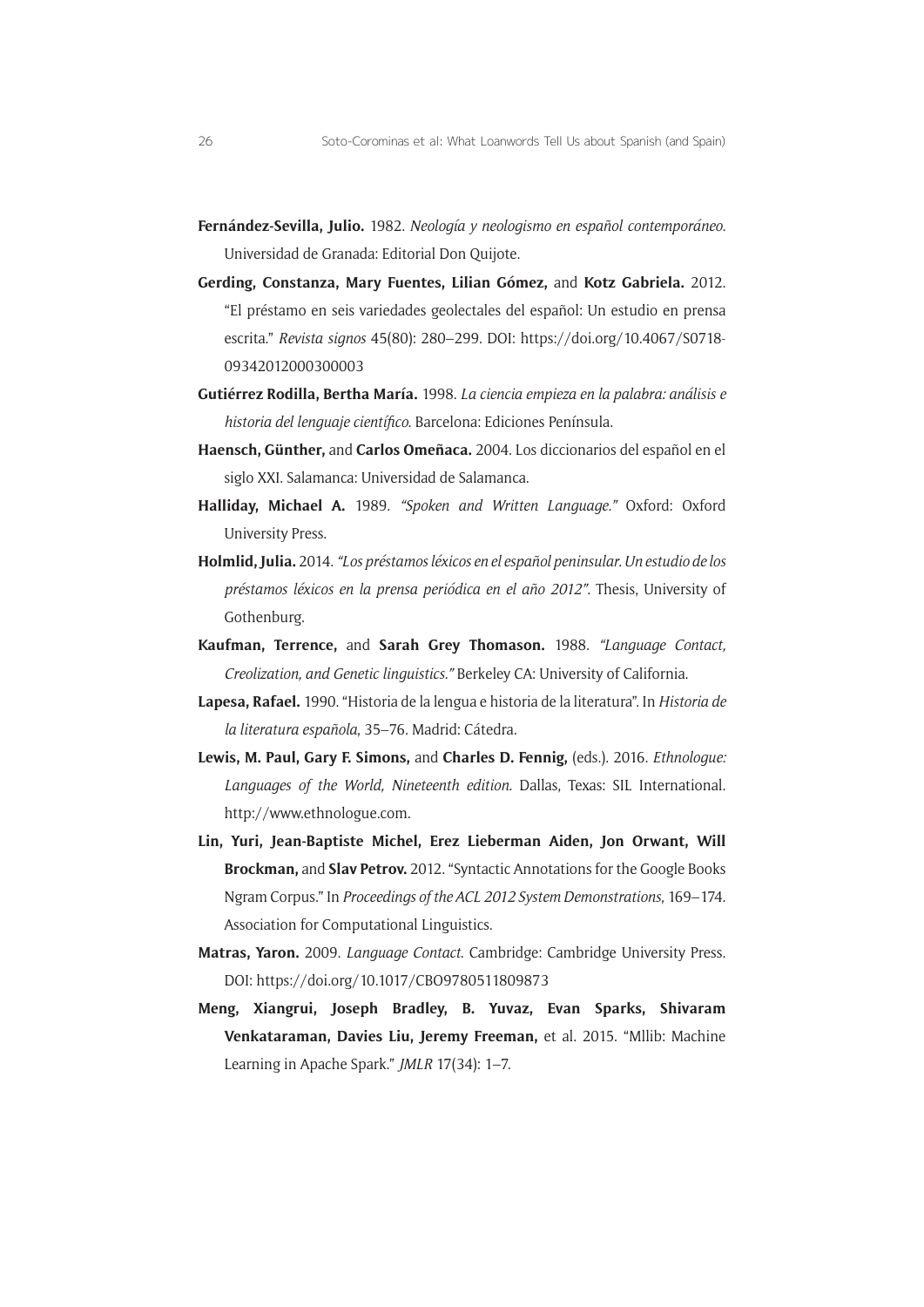**Fernández-Sevilla, Julio.** 1982. *Neología y neologismo en español contemporáneo*. Universidad de Granada: Editorial Don Quijote.

**Gerding, Constanza, Mary Fuentes, Lilian Gómez,** and **Kotz Gabriela.** 2012. "El préstamo en seis variedades geolectales del español: Un estudio en prensa escrita." *Revista signos* 45(80): 280–299. DOI: https://doi.org/10.4067/S0718-09342012000300003

**Gutiérrez Rodilla, Bertha María.** 1998. *La ciencia empieza en la palabra: análisis e historia del lenguaje científico*. Barcelona: Ediciones Península.

**Haensch, Günther,** and **Carlos Omeñaca.** 2004. Los diccionarios del español en el siglo XXI. Salamanca: Universidad de Salamanca.

**Halliday, Michael A.** 1989. *"Spoken and Written Language."* Oxford: Oxford University Press.

**Holmlid, Julia.** 2014. *"Los préstamos léxicos en el español peninsular. Un estudio de los préstamos léxicos en la prensa periódica en el año 2012"*. Thesis, University of Gothenburg.

**Kaufman, Terrence,** and **Sarah Grey Thomason.** 1988. *"Language Contact, Creolization, and Genetic linguistics."* Berkeley CA: University of California.

**Lapesa, Rafael.** 1990. "Historia de la lengua e historia de la literatura". In *Historia de la literatura española*, 35–76. Madrid: Cátedra.

**Lewis, M. Paul, Gary F. Simons,** and **Charles D. Fennig,** (eds.). 2016. *Ethnologue: Languages of the World, Nineteenth edition*. Dallas, Texas: SIL International. http://www.ethnologue.com.

**Lin, Yuri, Jean-Baptiste Michel, Erez Lieberman Aiden, Jon Orwant, Will Brockman,** and **Slav Petrov.** 2012. "Syntactic Annotations for the Google Books Ngram Corpus." In *Proceedings of the ACL 2012 System Demonstrations*, 169–174. Association for Computational Linguistics.

**Matras, Yaron.** 2009. *Language Contact*. Cambridge: Cambridge University Press. DOI: https://doi.org/10.1017/CBO9780511809873

**Meng, Xiangrui, Joseph Bradley, B. Yuvaz, Evan Sparks, Shivaram Venkataraman, Davies Liu, Jeremy Freeman,** et al. 2015. "Mllib: Machine Learning in Apache Spark." *JMLR* 17(34): 1–7.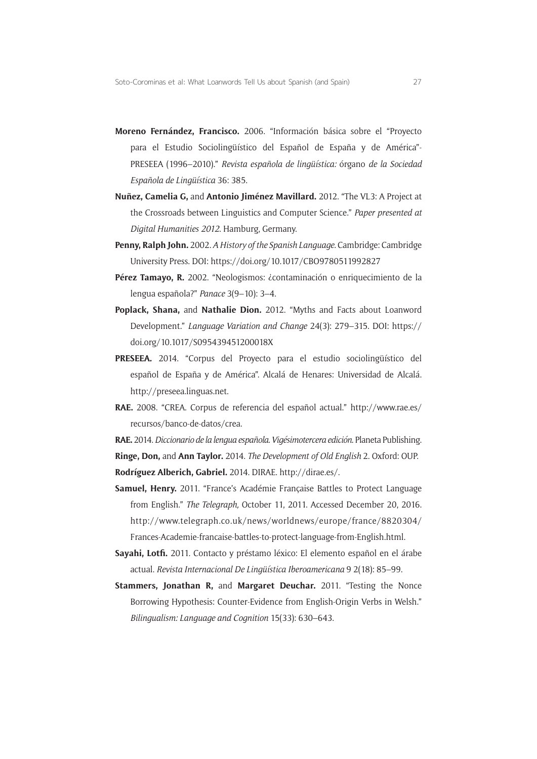**Moreno Fernández, Francisco.** 2006. "Información básica sobre el "Proyecto para el Estudio Sociolingüístico del Español de España y de América"-PRESEEA (1996–2010)." *Revista española de lingüística:* órgano *de la Sociedad Española de Lingüística* 36: 385.

**Nuñez, Camelia G,** and **Antonio Jiménez Mavillard.** 2012. "The VL3: A Project at the Crossroads between Linguistics and Computer Science." *Paper presented at Digital Humanities 2012.* Hamburg, Germany.

**Penny, Ralph John.** 2002. *A History of the Spanish Language.* Cambridge: Cambridge University Press. DOI: https://doi.org/10.1017/CBO9780511992827

**Pérez Tamayo, R.** 2002. "Neologismos: ¿contaminación o enriquecimiento de la lengua española?" *Panace* 3(9–10): 3–4.

**Poplack, Shana,** and **Nathalie Dion.** 2012. "Myths and Facts about Loanword Development." *Language Variation and Change* 24(3): 279–315. DOI: https://doi.org/10.1017/S095439451200018X

**PRESEEA.** 2014. "Corpus del Proyecto para el estudio sociolingüístico del español de España y de América". Alcalá de Henares: Universidad de Alcalá. http://preseea.linguas.net.

**RAE.** 2008. "CREA. Corpus de referencia del español actual." http://www.rae.es/recursos/banco-de-datos/crea.

**RAE.** 2014. *Diccionario de la lengua española. Vigésimotercera edición.* Planeta Publishing.

**Ringe, Don,** and **Ann Taylor.** 2014. *The Development of Old English* 2. Oxford: OUP.

**Rodríguez Alberich, Gabriel.** 2014. DIRAE. http://dirae.es/.

**Samuel, Henry.** 2011. "France's Académie Française Battles to Protect Language from English." *The Telegraph,* October 11, 2011. Accessed December 20, 2016. http://www.telegraph.co.uk/news/worldnews/europe/france/8820304/Frances-Academie-francaise-battles-to-protect-language-from-English.html.

**Sayahi, Lotfi.** 2011. Contacto y préstamo léxico: El elemento español en el árabe actual. *Revista Internacional De Lingüística Iberoamericana* 9 2(18): 85–99.

**Stammers, Jonathan R,** and **Margaret Deuchar.** 2011. "Testing the Nonce Borrowing Hypothesis: Counter-Evidence from English-Origin Verbs in Welsh." *Bilingualism: Language and Cognition* 15(33): 630–643.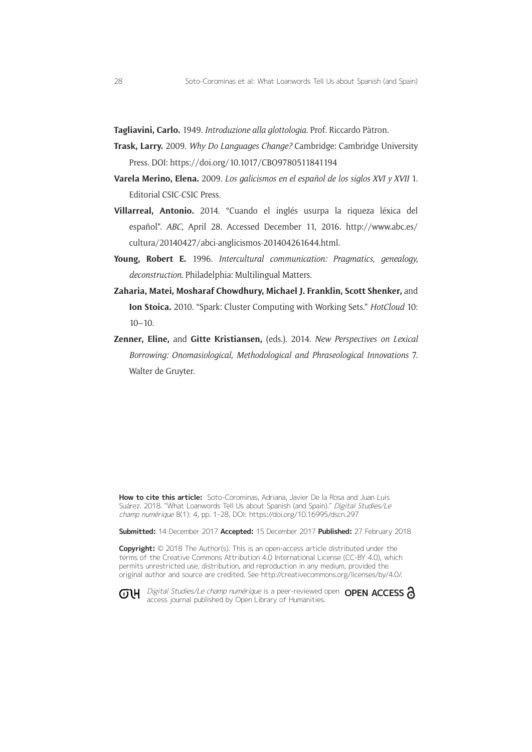**Tagliavini, Carlo.** 1949. *Introduzione alla glottologia*. Prof. Riccardo Pàtron.

**Trask, Larry.** 2009. *Why Do Languages Change?* Cambridge: Cambridge University Press. DOI: https://doi.org/10.1017/CBO9780511841194

**Varela Merino, Elena.** 2009. *Los galicismos en el español de los siglos XVI y XVII* 1. Editorial CSIC-CSIC Press.

**Villarreal, Antonio.** 2014. "Cuando el inglés usurpa la riqueza léxica del español". *ABC*, April 28. Accessed December 11, 2016. http://www.abc.es/cultura/20140427/abci-anglicismos-201404261644.html.

**Young, Robert E.** 1996. *Intercultural communication: Pragmatics, genealogy, deconstruction*. Philadelphia: Multilingual Matters.

**Zaharia, Matei, Mosharaf Chowdhury, Michael J. Franklin, Scott Shenker,** and **Ion Stoica.** 2010. "Spark: Cluster Computing with Working Sets." *HotCloud* 10: 10–10.

**Zenner, Eline,** and **Gitte Kristiansen,** (eds.). 2014. *New Perspectives on Lexical Borrowing: Onomasiological, Methodological and Phraseological Innovations* 7. Walter de Gruyter.

**How to cite this article:** Soto-Corominas, Adriana, Javier De la Rosa and Juan Luis Suárez. 2018. "What Loanwords Tell Us about Spanish (and Spain)." *Digital Studies/Le champ numérique* 8(1): 4, pp. 1–28, DOI: https://doi.org/10.16995/dscn.297

**Submitted:** 14 December 2017 **Accepted:** 15 December 2017 **Published:** 27 February 2018

**Copyright:** © 2018 The Author(s). This is an open-access article distributed under the terms of the Creative Commons Attribution 4.0 International License (CC-BY 4.0), which permits unrestricted use, distribution, and reproduction in any medium, provided the original author and source are credited. See http://creativecommons.org/licenses/by/4.0/.

*Digital Studies/Le champ numérique* is a peer-reviewed open access journal published by Open Library of Humanities. **OPEN ACCESS**